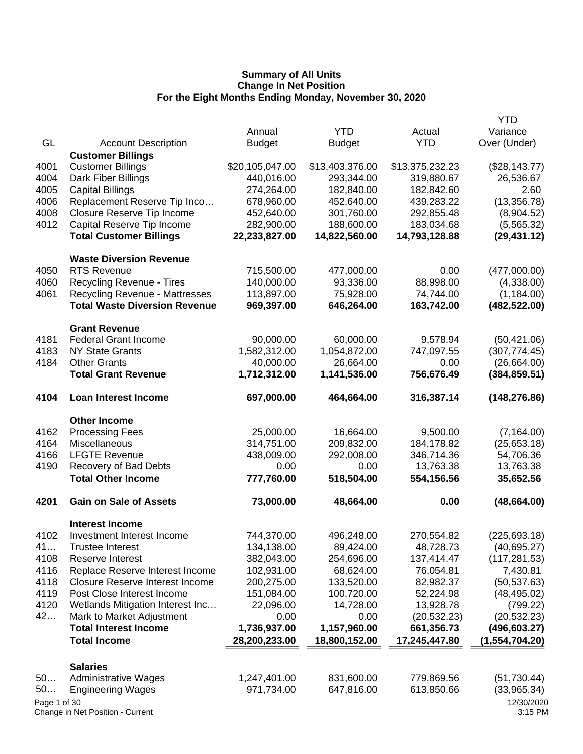**Summary of All Units**
**Change In Net Position**
**For the Eight Months Ending Monday, November 30, 2020**

| GL | Account Description | Annual Budget | YTD Budget | Actual YTD | YTD Variance Over (Under) |
|---|---|---|---|---|---|
| | **Customer Billings** | | | | |
| 4001 | Customer Billings | $20,105,047.00 | $13,403,376.00 | $13,375,232.23 | ($28,143.77) |
| 4004 | Dark Fiber Billings | 440,016.00 | 293,344.00 | 319,880.67 | 26,536.67 |
| 4005 | Capital Billings | 274,264.00 | 182,840.00 | 182,842.60 | 2.60 |
| 4006 | Replacement Reserve Tip Inco… | 678,960.00 | 452,640.00 | 439,283.22 | (13,356.78) |
| 4008 | Closure Reserve Tip Income | 452,640.00 | 301,760.00 | 292,855.48 | (8,904.52) |
| 4012 | Capital Reserve Tip Income | 282,900.00 | 188,600.00 | 183,034.68 | (5,565.32) |
| | **Total Customer Billings** | **22,233,827.00** | **14,822,560.00** | **14,793,128.88** | **(29,431.12)** |
| | **Waste Diversion Revenue** | | | | |
| 4050 | RTS Revenue | 715,500.00 | 477,000.00 | 0.00 | (477,000.00) |
| 4060 | Recycling Revenue - Tires | 140,000.00 | 93,336.00 | 88,998.00 | (4,338.00) |
| 4061 | Recycling Revenue - Mattresses | 113,897.00 | 75,928.00 | 74,744.00 | (1,184.00) |
| | **Total Waste Diversion Revenue** | **969,397.00** | **646,264.00** | **163,742.00** | **(482,522.00)** |
| | **Grant Revenue** | | | | |
| 4181 | Federal Grant Income | 90,000.00 | 60,000.00 | 9,578.94 | (50,421.06) |
| 4183 | NY State Grants | 1,582,312.00 | 1,054,872.00 | 747,097.55 | (307,774.45) |
| 4184 | Other Grants | 40,000.00 | 26,664.00 | 0.00 | (26,664.00) |
| | **Total Grant Revenue** | **1,712,312.00** | **1,141,536.00** | **756,676.49** | **(384,859.51)** |
| **4104** | **Loan Interest Income** | **697,000.00** | **464,664.00** | **316,387.14** | **(148,276.86)** |
| | **Other Income** | | | | |
| 4162 | Processing Fees | 25,000.00 | 16,664.00 | 9,500.00 | (7,164.00) |
| 4164 | Miscellaneous | 314,751.00 | 209,832.00 | 184,178.82 | (25,653.18) |
| 4166 | LFGTE Revenue | 438,009.00 | 292,008.00 | 346,714.36 | 54,706.36 |
| 4190 | Recovery of Bad Debts | 0.00 | 0.00 | 13,763.38 | 13,763.38 |
| | **Total Other Income** | **777,760.00** | **518,504.00** | **554,156.56** | **35,652.56** |
| **4201** | **Gain on Sale of Assets** | **73,000.00** | **48,664.00** | **0.00** | **(48,664.00)** |
| | **Interest Income** | | | | |
| 4102 | Investment Interest Income | 744,370.00 | 496,248.00 | 270,554.82 | (225,693.18) |
| 41… | Trustee Interest | 134,138.00 | 89,424.00 | 48,728.73 | (40,695.27) |
| 4108 | Reserve Interest | 382,043.00 | 254,696.00 | 137,414.47 | (117,281.53) |
| 4116 | Replace Reserve Interest Income | 102,931.00 | 68,624.00 | 76,054.81 | 7,430.81 |
| 4118 | Closure Reserve Interest Income | 200,275.00 | 133,520.00 | 82,982.37 | (50,537.63) |
| 4119 | Post Close Interest Income | 151,084.00 | 100,720.00 | 52,224.98 | (48,495.02) |
| 4120 | Wetlands Mitigation Interest Inc… | 22,096.00 | 14,728.00 | 13,928.78 | (799.22) |
| 42… | Mark to Market Adjustment | 0.00 | 0.00 | (20,532.23) | (20,532.23) |
| | **Total Interest Income** | **1,736,937.00** | **1,157,960.00** | **661,356.73** | **(496,603.27)** |
| | **Total Income** | **28,200,233.00** | **18,800,152.00** | **17,245,447.80** | **(1,554,704.20)** |
| | **Salaries** | | | | |
| 50… | Administrative Wages | 1,247,401.00 | 831,600.00 | 779,869.56 | (51,730.44) |
| 50… | Engineering Wages | 971,734.00 | 647,816.00 | 613,850.66 | (33,965.34) |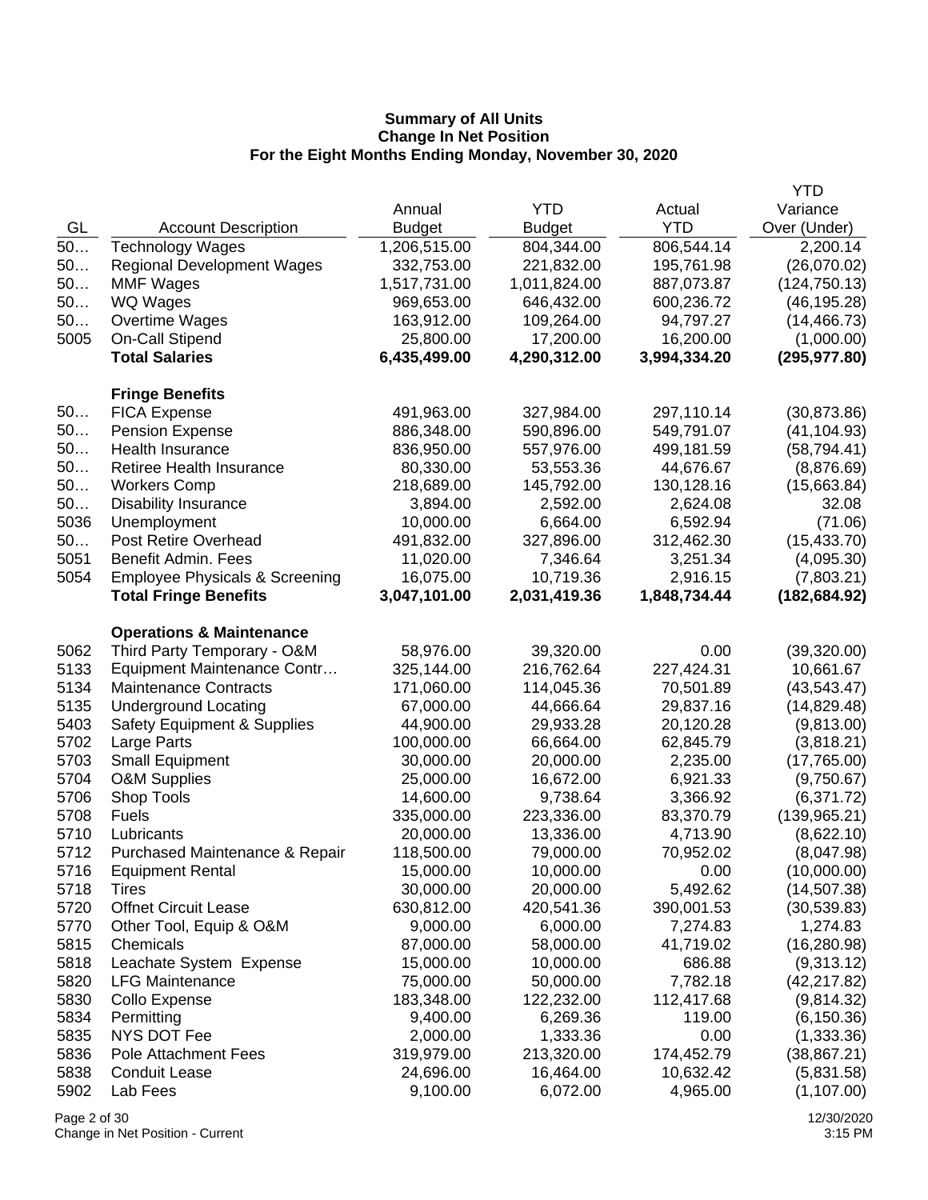**Summary of All Units**
**Change In Net Position**
**For the Eight Months Ending Monday, November 30, 2020**

| GL | Account Description | Annual Budget | YTD Budget | Actual YTD | YTD Variance Over (Under) |
|---|---|---|---|---|---|
| 50… | Technology Wages | 1,206,515.00 | 804,344.00 | 806,544.14 | 2,200.14 |
| 50… | Regional Development Wages | 332,753.00 | 221,832.00 | 195,761.98 | (26,070.02) |
| 50… | MMF Wages | 1,517,731.00 | 1,011,824.00 | 887,073.87 | (124,750.13) |
| 50… | WQ Wages | 969,653.00 | 646,432.00 | 600,236.72 | (46,195.28) |
| 50… | Overtime Wages | 163,912.00 | 109,264.00 | 94,797.27 | (14,466.73) |
| 5005 | On-Call Stipend | 25,800.00 | 17,200.00 | 16,200.00 | (1,000.00) |
| | **Total Salaries** | **6,435,499.00** | **4,290,312.00** | **3,994,334.20** | **(295,977.80)** |
| | **Fringe Benefits** | | | | |
| 50… | FICA Expense | 491,963.00 | 327,984.00 | 297,110.14 | (30,873.86) |
| 50… | Pension Expense | 886,348.00 | 590,896.00 | 549,791.07 | (41,104.93) |
| 50… | Health Insurance | 836,950.00 | 557,976.00 | 499,181.59 | (58,794.41) |
| 50… | Retiree Health Insurance | 80,330.00 | 53,553.36 | 44,676.67 | (8,876.69) |
| 50… | Workers Comp | 218,689.00 | 145,792.00 | 130,128.16 | (15,663.84) |
| 50… | Disability Insurance | 3,894.00 | 2,592.00 | 2,624.08 | 32.08 |
| 5036 | Unemployment | 10,000.00 | 6,664.00 | 6,592.94 | (71.06) |
| 50… | Post Retire Overhead | 491,832.00 | 327,896.00 | 312,462.30 | (15,433.70) |
| 5051 | Benefit Admin. Fees | 11,020.00 | 7,346.64 | 3,251.34 | (4,095.30) |
| 5054 | Employee Physicals & Screening | 16,075.00 | 10,719.36 | 2,916.15 | (7,803.21) |
| | **Total Fringe Benefits** | **3,047,101.00** | **2,031,419.36** | **1,848,734.44** | **(182,684.92)** |
| | **Operations & Maintenance** | | | | |
| 5062 | Third Party Temporary - O&M | 58,976.00 | 39,320.00 | 0.00 | (39,320.00) |
| 5133 | Equipment Maintenance Contr… | 325,144.00 | 216,762.64 | 227,424.31 | 10,661.67 |
| 5134 | Maintenance Contracts | 171,060.00 | 114,045.36 | 70,501.89 | (43,543.47) |
| 5135 | Underground Locating | 67,000.00 | 44,666.64 | 29,837.16 | (14,829.48) |
| 5403 | Safety Equipment & Supplies | 44,900.00 | 29,933.28 | 20,120.28 | (9,813.00) |
| 5702 | Large Parts | 100,000.00 | 66,664.00 | 62,845.79 | (3,818.21) |
| 5703 | Small Equipment | 30,000.00 | 20,000.00 | 2,235.00 | (17,765.00) |
| 5704 | O&M Supplies | 25,000.00 | 16,672.00 | 6,921.33 | (9,750.67) |
| 5706 | Shop Tools | 14,600.00 | 9,738.64 | 3,366.92 | (6,371.72) |
| 5708 | Fuels | 335,000.00 | 223,336.00 | 83,370.79 | (139,965.21) |
| 5710 | Lubricants | 20,000.00 | 13,336.00 | 4,713.90 | (8,622.10) |
| 5712 | Purchased Maintenance & Repair | 118,500.00 | 79,000.00 | 70,952.02 | (8,047.98) |
| 5716 | Equipment Rental | 15,000.00 | 10,000.00 | 0.00 | (10,000.00) |
| 5718 | Tires | 30,000.00 | 20,000.00 | 5,492.62 | (14,507.38) |
| 5720 | Offnet Circuit Lease | 630,812.00 | 420,541.36 | 390,001.53 | (30,539.83) |
| 5770 | Other Tool, Equip & O&M | 9,000.00 | 6,000.00 | 7,274.83 | 1,274.83 |
| 5815 | Chemicals | 87,000.00 | 58,000.00 | 41,719.02 | (16,280.98) |
| 5818 | Leachate System Expense | 15,000.00 | 10,000.00 | 686.88 | (9,313.12) |
| 5820 | LFG Maintenance | 75,000.00 | 50,000.00 | 7,782.18 | (42,217.82) |
| 5830 | Collo Expense | 183,348.00 | 122,232.00 | 112,417.68 | (9,814.32) |
| 5834 | Permitting | 9,400.00 | 6,269.36 | 119.00 | (6,150.36) |
| 5835 | NYS DOT Fee | 2,000.00 | 1,333.36 | 0.00 | (1,333.36) |
| 5836 | Pole Attachment Fees | 319,979.00 | 213,320.00 | 174,452.79 | (38,867.21) |
| 5838 | Conduit Lease | 24,696.00 | 16,464.00 | 10,632.42 | (5,831.58) |
| 5902 | Lab Fees | 9,100.00 | 6,072.00 | 4,965.00 | (1,107.00) |

Change in Net Position - Current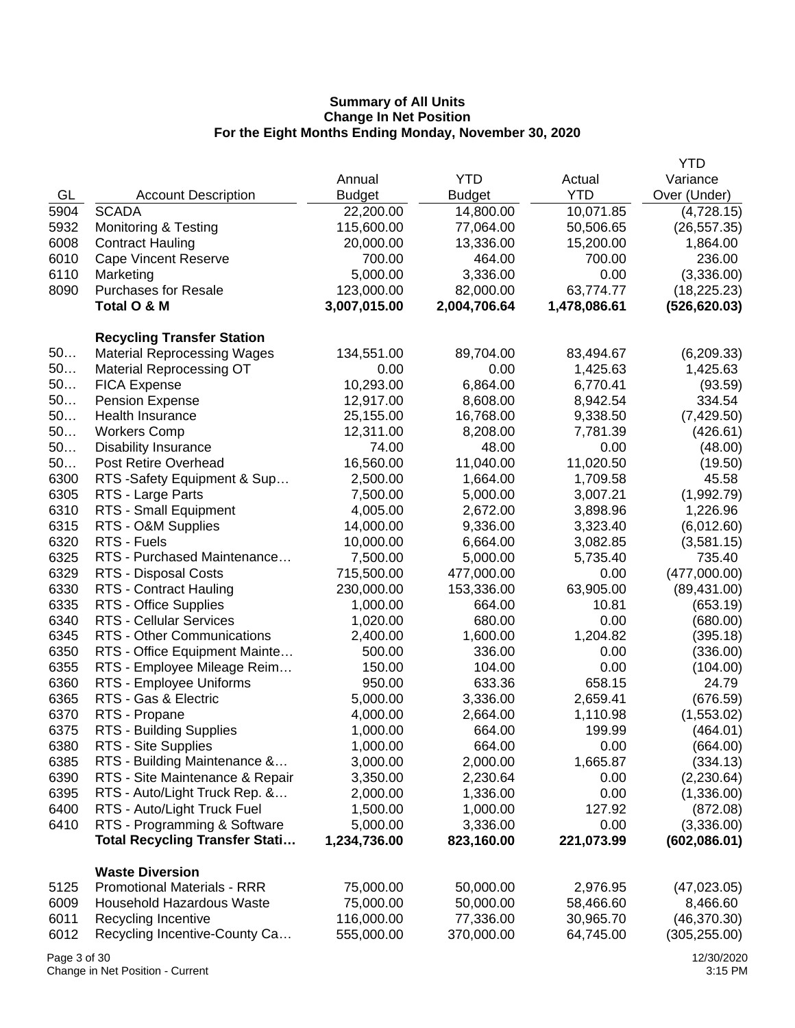**Summary of All Units**
**Change In Net Position**
**For the Eight Months Ending Monday, November 30, 2020**

| GL | Account Description | Annual Budget | YTD Budget | Actual YTD | YTD Variance Over (Under) |
|---|---|---|---|---|---|
| 5904 | SCADA | 22,200.00 | 14,800.00 | 10,071.85 | (4,728.15) |
| 5932 | Monitoring & Testing | 115,600.00 | 77,064.00 | 50,506.65 | (26,557.35) |
| 6008 | Contract Hauling | 20,000.00 | 13,336.00 | 15,200.00 | 1,864.00 |
| 6010 | Cape Vincent Reserve | 700.00 | 464.00 | 700.00 | 236.00 |
| 6110 | Marketing | 5,000.00 | 3,336.00 | 0.00 | (3,336.00) |
| 8090 | Purchases for Resale | 123,000.00 | 82,000.00 | 63,774.77 | (18,225.23) |
| | **Total O & M** | **3,007,015.00** | **2,004,706.64** | **1,478,086.61** | **(526,620.03)** |
| | **Recycling Transfer Station** | | | | |
| 50… | Material Reprocessing Wages | 134,551.00 | 89,704.00 | 83,494.67 | (6,209.33) |
| 50… | Material Reprocessing OT | 0.00 | 0.00 | 1,425.63 | 1,425.63 |
| 50… | FICA Expense | 10,293.00 | 6,864.00 | 6,770.41 | (93.59) |
| 50… | Pension Expense | 12,917.00 | 8,608.00 | 8,942.54 | 334.54 |
| 50… | Health Insurance | 25,155.00 | 16,768.00 | 9,338.50 | (7,429.50) |
| 50… | Workers Comp | 12,311.00 | 8,208.00 | 7,781.39 | (426.61) |
| 50… | Disability Insurance | 74.00 | 48.00 | 0.00 | (48.00) |
| 50… | Post Retire Overhead | 16,560.00 | 11,040.00 | 11,020.50 | (19.50) |
| 6300 | RTS -Safety Equipment & Sup… | 2,500.00 | 1,664.00 | 1,709.58 | 45.58 |
| 6305 | RTS - Large Parts | 7,500.00 | 5,000.00 | 3,007.21 | (1,992.79) |
| 6310 | RTS - Small Equipment | 4,005.00 | 2,672.00 | 3,898.96 | 1,226.96 |
| 6315 | RTS - O&M Supplies | 14,000.00 | 9,336.00 | 3,323.40 | (6,012.60) |
| 6320 | RTS - Fuels | 10,000.00 | 6,664.00 | 3,082.85 | (3,581.15) |
| 6325 | RTS - Purchased Maintenance… | 7,500.00 | 5,000.00 | 5,735.40 | 735.40 |
| 6329 | RTS - Disposal Costs | 715,500.00 | 477,000.00 | 0.00 | (477,000.00) |
| 6330 | RTS - Contract Hauling | 230,000.00 | 153,336.00 | 63,905.00 | (89,431.00) |
| 6335 | RTS - Office Supplies | 1,000.00 | 664.00 | 10.81 | (653.19) |
| 6340 | RTS - Cellular Services | 1,020.00 | 680.00 | 0.00 | (680.00) |
| 6345 | RTS - Other Communications | 2,400.00 | 1,600.00 | 1,204.82 | (395.18) |
| 6350 | RTS - Office Equipment Mainte… | 500.00 | 336.00 | 0.00 | (336.00) |
| 6355 | RTS - Employee Mileage Reim… | 150.00 | 104.00 | 0.00 | (104.00) |
| 6360 | RTS - Employee Uniforms | 950.00 | 633.36 | 658.15 | 24.79 |
| 6365 | RTS - Gas & Electric | 5,000.00 | 3,336.00 | 2,659.41 | (676.59) |
| 6370 | RTS - Propane | 4,000.00 | 2,664.00 | 1,110.98 | (1,553.02) |
| 6375 | RTS - Building Supplies | 1,000.00 | 664.00 | 199.99 | (464.01) |
| 6380 | RTS - Site Supplies | 1,000.00 | 664.00 | 0.00 | (664.00) |
| 6385 | RTS - Building Maintenance &… | 3,000.00 | 2,000.00 | 1,665.87 | (334.13) |
| 6390 | RTS - Site Maintenance & Repair | 3,350.00 | 2,230.64 | 0.00 | (2,230.64) |
| 6395 | RTS - Auto/Light Truck Rep. &… | 2,000.00 | 1,336.00 | 0.00 | (1,336.00) |
| 6400 | RTS - Auto/Light Truck Fuel | 1,500.00 | 1,000.00 | 127.92 | (872.08) |
| 6410 | RTS - Programming & Software | 5,000.00 | 3,336.00 | 0.00 | (3,336.00) |
| | **Total Recycling Transfer Stati…** | **1,234,736.00** | **823,160.00** | **221,073.99** | **(602,086.01)** |
| | **Waste Diversion** | | | | |
| 5125 | Promotional Materials - RRR | 75,000.00 | 50,000.00 | 2,976.95 | (47,023.05) |
| 6009 | Household Hazardous Waste | 75,000.00 | 50,000.00 | 58,466.60 | 8,466.60 |
| 6011 | Recycling Incentive | 116,000.00 | 77,336.00 | 30,965.70 | (46,370.30) |
| 6012 | Recycling Incentive-County Ca… | 555,000.00 | 370,000.00 | 64,745.00 | (305,255.00) |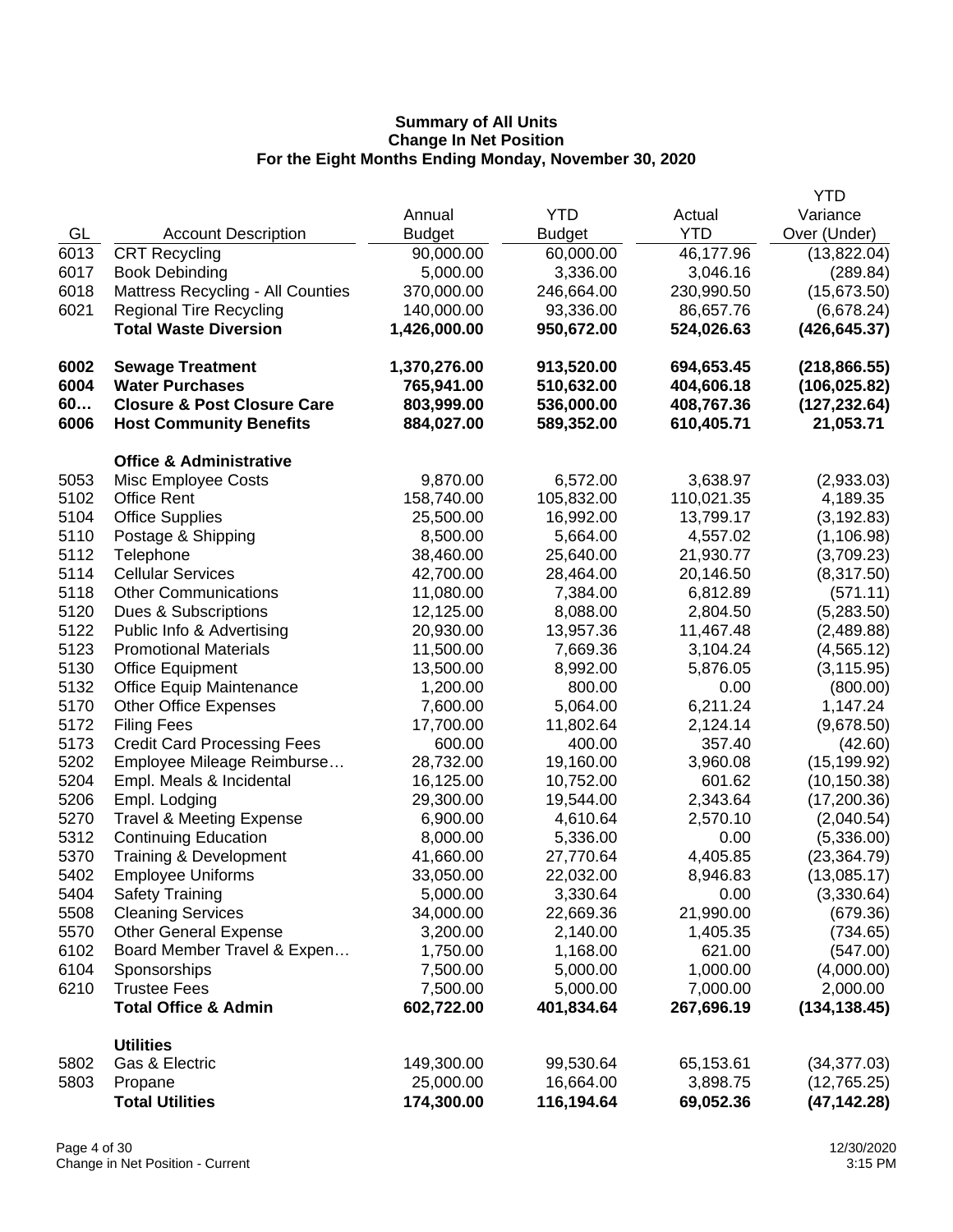# Summary of All Units
## Change In Net Position
### For the Eight Months Ending Monday, November 30, 2020

| GL | Account Description | Annual Budget | YTD Budget | Actual YTD | YTD Variance Over (Under) |
|---|---|---|---|---|---|
| 6013 | CRT Recycling | 90,000.00 | 60,000.00 | 46,177.96 | (13,822.04) |
| 6017 | Book Debinding | 5,000.00 | 3,336.00 | 3,046.16 | (289.84) |
| 6018 | Mattress Recycling - All Counties | 370,000.00 | 246,664.00 | 230,990.50 | (15,673.50) |
| 6021 | Regional Tire Recycling | 140,000.00 | 93,336.00 | 86,657.76 | (6,678.24) |
| | **Total Waste Diversion** | **1,426,000.00** | **950,672.00** | **524,026.63** | **(426,645.37)** |
| | | | | | |
| **6002** | **Sewage Treatment** | **1,370,276.00** | **913,520.00** | **694,653.45** | **(218,866.55)** |
| **6004** | **Water Purchases** | **765,941.00** | **510,632.00** | **404,606.18** | **(106,025.82)** |
| **60…** | **Closure & Post Closure Care** | **803,999.00** | **536,000.00** | **408,767.36** | **(127,232.64)** |
| **6006** | **Host Community Benefits** | **884,027.00** | **589,352.00** | **610,405.71** | **21,053.71** |
| | | | | | |
| | **Office & Administrative** | | | | |
| 5053 | Misc Employee Costs | 9,870.00 | 6,572.00 | 3,638.97 | (2,933.03) |
| 5102 | Office Rent | 158,740.00 | 105,832.00 | 110,021.35 | 4,189.35 |
| 5104 | Office Supplies | 25,500.00 | 16,992.00 | 13,799.17 | (3,192.83) |
| 5110 | Postage & Shipping | 8,500.00 | 5,664.00 | 4,557.02 | (1,106.98) |
| 5112 | Telephone | 38,460.00 | 25,640.00 | 21,930.77 | (3,709.23) |
| 5114 | Cellular Services | 42,700.00 | 28,464.00 | 20,146.50 | (8,317.50) |
| 5118 | Other Communications | 11,080.00 | 7,384.00 | 6,812.89 | (571.11) |
| 5120 | Dues & Subscriptions | 12,125.00 | 8,088.00 | 2,804.50 | (5,283.50) |
| 5122 | Public Info & Advertising | 20,930.00 | 13,957.36 | 11,467.48 | (2,489.88) |
| 5123 | Promotional Materials | 11,500.00 | 7,669.36 | 3,104.24 | (4,565.12) |
| 5130 | Office Equipment | 13,500.00 | 8,992.00 | 5,876.05 | (3,115.95) |
| 5132 | Office Equip Maintenance | 1,200.00 | 800.00 | 0.00 | (800.00) |
| 5170 | Other Office Expenses | 7,600.00 | 5,064.00 | 6,211.24 | 1,147.24 |
| 5172 | Filing Fees | 17,700.00 | 11,802.64 | 2,124.14 | (9,678.50) |
| 5173 | Credit Card Processing Fees | 600.00 | 400.00 | 357.40 | (42.60) |
| 5202 | Employee Mileage Reimburse… | 28,732.00 | 19,160.00 | 3,960.08 | (15,199.92) |
| 5204 | Empl. Meals & Incidental | 16,125.00 | 10,752.00 | 601.62 | (10,150.38) |
| 5206 | Empl. Lodging | 29,300.00 | 19,544.00 | 2,343.64 | (17,200.36) |
| 5270 | Travel & Meeting Expense | 6,900.00 | 4,610.64 | 2,570.10 | (2,040.54) |
| 5312 | Continuing Education | 8,000.00 | 5,336.00 | 0.00 | (5,336.00) |
| 5370 | Training & Development | 41,660.00 | 27,770.64 | 4,405.85 | (23,364.79) |
| 5402 | Employee Uniforms | 33,050.00 | 22,032.00 | 8,946.83 | (13,085.17) |
| 5404 | Safety Training | 5,000.00 | 3,330.64 | 0.00 | (3,330.64) |
| 5508 | Cleaning Services | 34,000.00 | 22,669.36 | 21,990.00 | (679.36) |
| 5570 | Other General Expense | 3,200.00 | 2,140.00 | 1,405.35 | (734.65) |
| 6102 | Board Member Travel & Expen… | 1,750.00 | 1,168.00 | 621.00 | (547.00) |
| 6104 | Sponsorships | 7,500.00 | 5,000.00 | 1,000.00 | (4,000.00) |
| 6210 | Trustee Fees | 7,500.00 | 5,000.00 | 7,000.00 | 2,000.00 |
| | **Total Office & Admin** | **602,722.00** | **401,834.64** | **267,696.19** | **(134,138.45)** |
| | | | | | |
| | **Utilities** | | | | |
| 5802 | Gas & Electric | 149,300.00 | 99,530.64 | 65,153.61 | (34,377.03) |
| 5803 | Propane | 25,000.00 | 16,664.00 | 3,898.75 | (12,765.25) |
| | **Total Utilities** | **174,300.00** | **116,194.64** | **69,052.36** | **(47,142.28)** |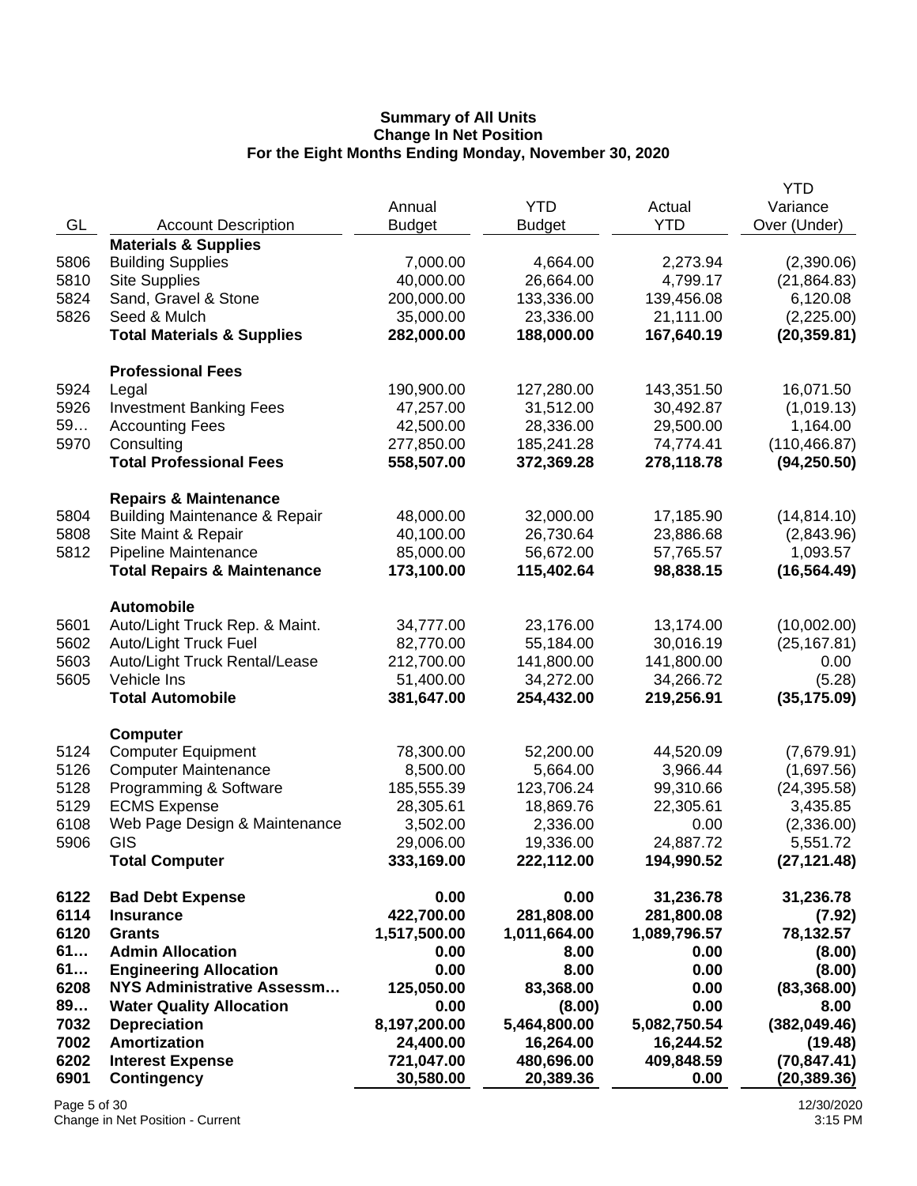# Summary of All Units
## Change In Net Position
### For the Eight Months Ending Monday, November 30, 2020

| GL | Account Description | Annual Budget | YTD Budget | Actual YTD | YTD Variance Over (Under) |
|---|---|---|---|---|---|
| | **Materials & Supplies** | | | | |
| 5806 | Building Supplies | 7,000.00 | 4,664.00 | 2,273.94 | (2,390.06) |
| 5810 | Site Supplies | 40,000.00 | 26,664.00 | 4,799.17 | (21,864.83) |
| 5824 | Sand, Gravel & Stone | 200,000.00 | 133,336.00 | 139,456.08 | 6,120.08 |
| 5826 | Seed & Mulch | 35,000.00 | 23,336.00 | 21,111.00 | (2,225.00) |
| | **Total Materials & Supplies** | **282,000.00** | **188,000.00** | **167,640.19** | **(20,359.81)** |
| | **Professional Fees** | | | | |
| 5924 | Legal | 190,900.00 | 127,280.00 | 143,351.50 | 16,071.50 |
| 5926 | Investment Banking Fees | 47,257.00 | 31,512.00 | 30,492.87 | (1,019.13) |
| 59… | Accounting Fees | 42,500.00 | 28,336.00 | 29,500.00 | 1,164.00 |
| 5970 | Consulting | 277,850.00 | 185,241.28 | 74,774.41 | (110,466.87) |
| | **Total Professional Fees** | **558,507.00** | **372,369.28** | **278,118.78** | **(94,250.50)** |
| | **Repairs & Maintenance** | | | | |
| 5804 | Building Maintenance & Repair | 48,000.00 | 32,000.00 | 17,185.90 | (14,814.10) |
| 5808 | Site Maint & Repair | 40,100.00 | 26,730.64 | 23,886.68 | (2,843.96) |
| 5812 | Pipeline Maintenance | 85,000.00 | 56,672.00 | 57,765.57 | 1,093.57 |
| | **Total Repairs & Maintenance** | **173,100.00** | **115,402.64** | **98,838.15** | **(16,564.49)** |
| | **Automobile** | | | | |
| 5601 | Auto/Light Truck Rep. & Maint. | 34,777.00 | 23,176.00 | 13,174.00 | (10,002.00) |
| 5602 | Auto/Light Truck Fuel | 82,770.00 | 55,184.00 | 30,016.19 | (25,167.81) |
| 5603 | Auto/Light Truck Rental/Lease | 212,700.00 | 141,800.00 | 141,800.00 | 0.00 |
| 5605 | Vehicle Ins | 51,400.00 | 34,272.00 | 34,266.72 | (5.28) |
| | **Total Automobile** | **381,647.00** | **254,432.00** | **219,256.91** | **(35,175.09)** |
| | **Computer** | | | | |
| 5124 | Computer Equipment | 78,300.00 | 52,200.00 | 44,520.09 | (7,679.91) |
| 5126 | Computer Maintenance | 8,500.00 | 5,664.00 | 3,966.44 | (1,697.56) |
| 5128 | Programming & Software | 185,555.39 | 123,706.24 | 99,310.66 | (24,395.58) |
| 5129 | ECMS Expense | 28,305.61 | 18,869.76 | 22,305.61 | 3,435.85 |
| 6108 | Web Page Design & Maintenance | 3,502.00 | 2,336.00 | 0.00 | (2,336.00) |
| 5906 | GIS | 29,006.00 | 19,336.00 | 24,887.72 | 5,551.72 |
| | **Total Computer** | **333,169.00** | **222,112.00** | **194,990.52** | **(27,121.48)** |
| **6122** | **Bad Debt Expense** | **0.00** | **0.00** | **31,236.78** | **31,236.78** |
| **6114** | **Insurance** | **422,700.00** | **281,808.00** | **281,800.08** | **(7.92)** |
| **6120** | **Grants** | **1,517,500.00** | **1,011,664.00** | **1,089,796.57** | **78,132.57** |
| **61…** | **Admin Allocation** | **0.00** | **8.00** | **0.00** | **(8.00)** |
| **61…** | **Engineering Allocation** | **0.00** | **8.00** | **0.00** | **(8.00)** |
| **6208** | **NYS Administrative Assessm…** | **125,050.00** | **83,368.00** | **0.00** | **(83,368.00)** |
| **89…** | **Water Quality Allocation** | **0.00** | **(8.00)** | **0.00** | **8.00** |
| **7032** | **Depreciation** | **8,197,200.00** | **5,464,800.00** | **5,082,750.54** | **(382,049.46)** |
| **7002** | **Amortization** | **24,400.00** | **16,264.00** | **16,244.52** | **(19.48)** |
| **6202** | **Interest Expense** | **721,047.00** | **480,696.00** | **409,848.59** | **(70,847.41)** |
| **6901** | **Contingency** | **30,580.00** | **20,389.36** | **0.00** | **(20,389.36)** |

Change in Net Position - Current

12/30/2020 3:15 PM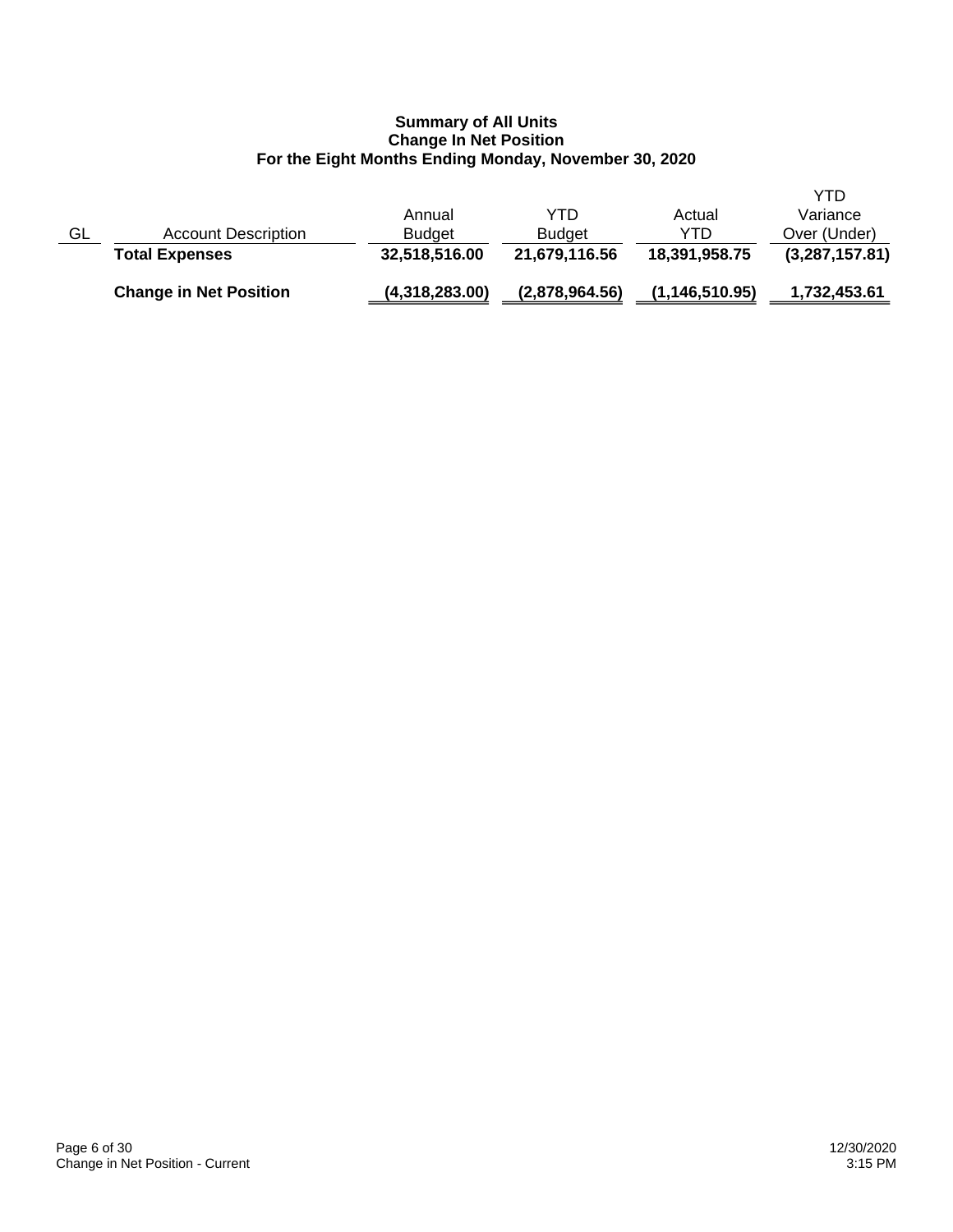**Summary of All Units**
**Change In Net Position**
**For the Eight Months Ending Monday, November 30, 2020**

| GL | Account Description | Annual Budget | YTD Budget | Actual YTD | YTD Variance Over (Under) |
|---|---|---|---|---|---|
| | **Total Expenses** | **32,518,516.00** | **21,679,116.56** | **18,391,958.75** | **(3,287,157.81)** |
| | **Change in Net Position** | **(4,318,283.00)** | **(2,878,964.56)** | **(1,146,510.95)** | **1,732,453.61** |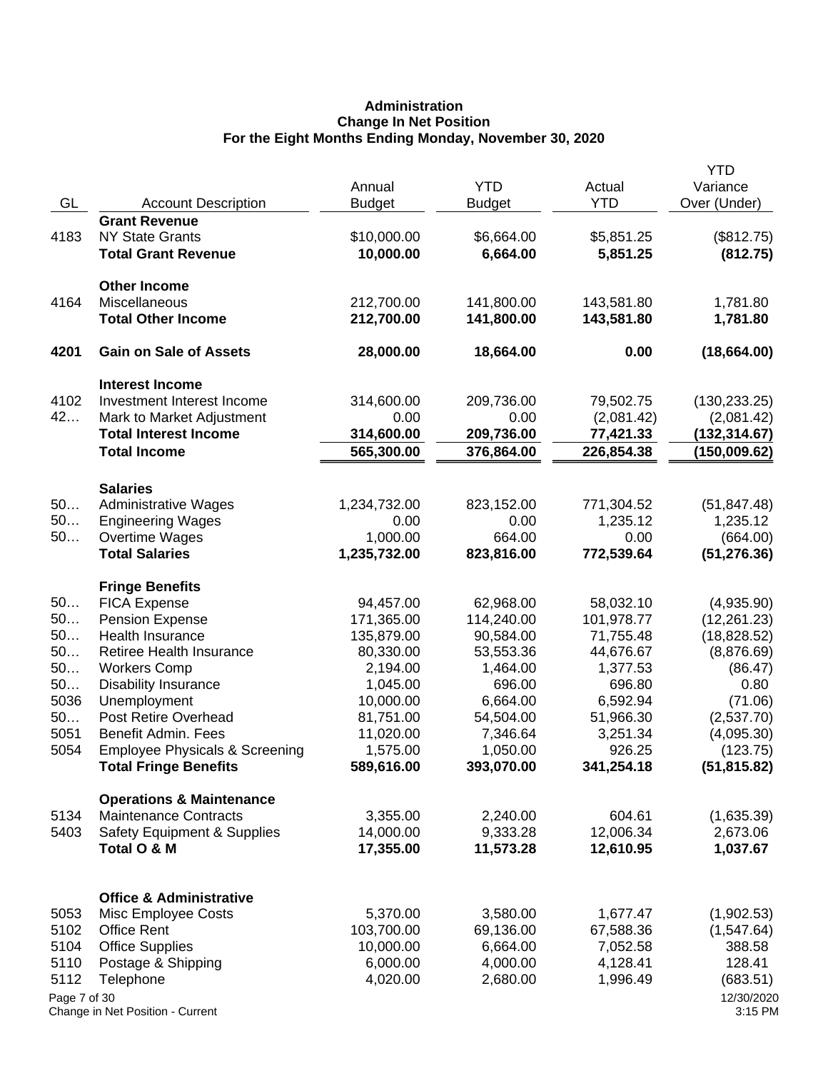**Administration**
**Change In Net Position**
**For the Eight Months Ending Monday, November 30, 2020**

| GL | Account Description | Annual Budget | YTD Budget | Actual YTD | YTD Variance Over (Under) |
|---|---|---|---|---|---|
| | **Grant Revenue** | | | | |
| 4183 | NY State Grants | $10,000.00 | $6,664.00 | $5,851.25 | ($812.75) |
| | **Total Grant Revenue** | **10,000.00** | **6,664.00** | **5,851.25** | **(812.75)** |
| | **Other Income** | | | | |
| 4164 | Miscellaneous | 212,700.00 | 141,800.00 | 143,581.80 | 1,781.80 |
| | **Total Other Income** | **212,700.00** | **141,800.00** | **143,581.80** | **1,781.80** |
| **4201** | **Gain on Sale of Assets** | **28,000.00** | **18,664.00** | **0.00** | **(18,664.00)** |
| | **Interest Income** | | | | |
| 4102 | Investment Interest Income | 314,600.00 | 209,736.00 | 79,502.75 | (130,233.25) |
| 42… | Mark to Market Adjustment | 0.00 | 0.00 | (2,081.42) | (2,081.42) |
| | **Total Interest Income** | **314,600.00** | **209,736.00** | **77,421.33** | **(132,314.67)** |
| | **Total Income** | **565,300.00** | **376,864.00** | **226,854.38** | **(150,009.62)** |
| | **Salaries** | | | | |
| 50… | Administrative Wages | 1,234,732.00 | 823,152.00 | 771,304.52 | (51,847.48) |
| 50… | Engineering Wages | 0.00 | 0.00 | 1,235.12 | 1,235.12 |
| 50… | Overtime Wages | 1,000.00 | 664.00 | 0.00 | (664.00) |
| | **Total Salaries** | **1,235,732.00** | **823,816.00** | **772,539.64** | **(51,276.36)** |
| | **Fringe Benefits** | | | | |
| 50… | FICA Expense | 94,457.00 | 62,968.00 | 58,032.10 | (4,935.90) |
| 50… | Pension Expense | 171,365.00 | 114,240.00 | 101,978.77 | (12,261.23) |
| 50… | Health Insurance | 135,879.00 | 90,584.00 | 71,755.48 | (18,828.52) |
| 50… | Retiree Health Insurance | 80,330.00 | 53,553.36 | 44,676.67 | (8,876.69) |
| 50… | Workers Comp | 2,194.00 | 1,464.00 | 1,377.53 | (86.47) |
| 50… | Disability Insurance | 1,045.00 | 696.00 | 696.80 | 0.80 |
| 5036 | Unemployment | 10,000.00 | 6,664.00 | 6,592.94 | (71.06) |
| 50… | Post Retire Overhead | 81,751.00 | 54,504.00 | 51,966.30 | (2,537.70) |
| 5051 | Benefit Admin. Fees | 11,020.00 | 7,346.64 | 3,251.34 | (4,095.30) |
| 5054 | Employee Physicals & Screening | 1,575.00 | 1,050.00 | 926.25 | (123.75) |
| | **Total Fringe Benefits** | **589,616.00** | **393,070.00** | **341,254.18** | **(51,815.82)** |
| | **Operations & Maintenance** | | | | |
| 5134 | Maintenance Contracts | 3,355.00 | 2,240.00 | 604.61 | (1,635.39) |
| 5403 | Safety Equipment & Supplies | 14,000.00 | 9,333.28 | 12,006.34 | 2,673.06 |
| | **Total O & M** | **17,355.00** | **11,573.28** | **12,610.95** | **1,037.67** |
| | **Office & Administrative** | | | | |
| 5053 | Misc Employee Costs | 5,370.00 | 3,580.00 | 1,677.47 | (1,902.53) |
| 5102 | Office Rent | 103,700.00 | 69,136.00 | 67,588.36 | (1,547.64) |
| 5104 | Office Supplies | 10,000.00 | 6,664.00 | 7,052.58 | 388.58 |
| 5110 | Postage & Shipping | 6,000.00 | 4,000.00 | 4,128.41 | 128.41 |
| 5112 | Telephone | 4,020.00 | 2,680.00 | 1,996.49 | (683.51) |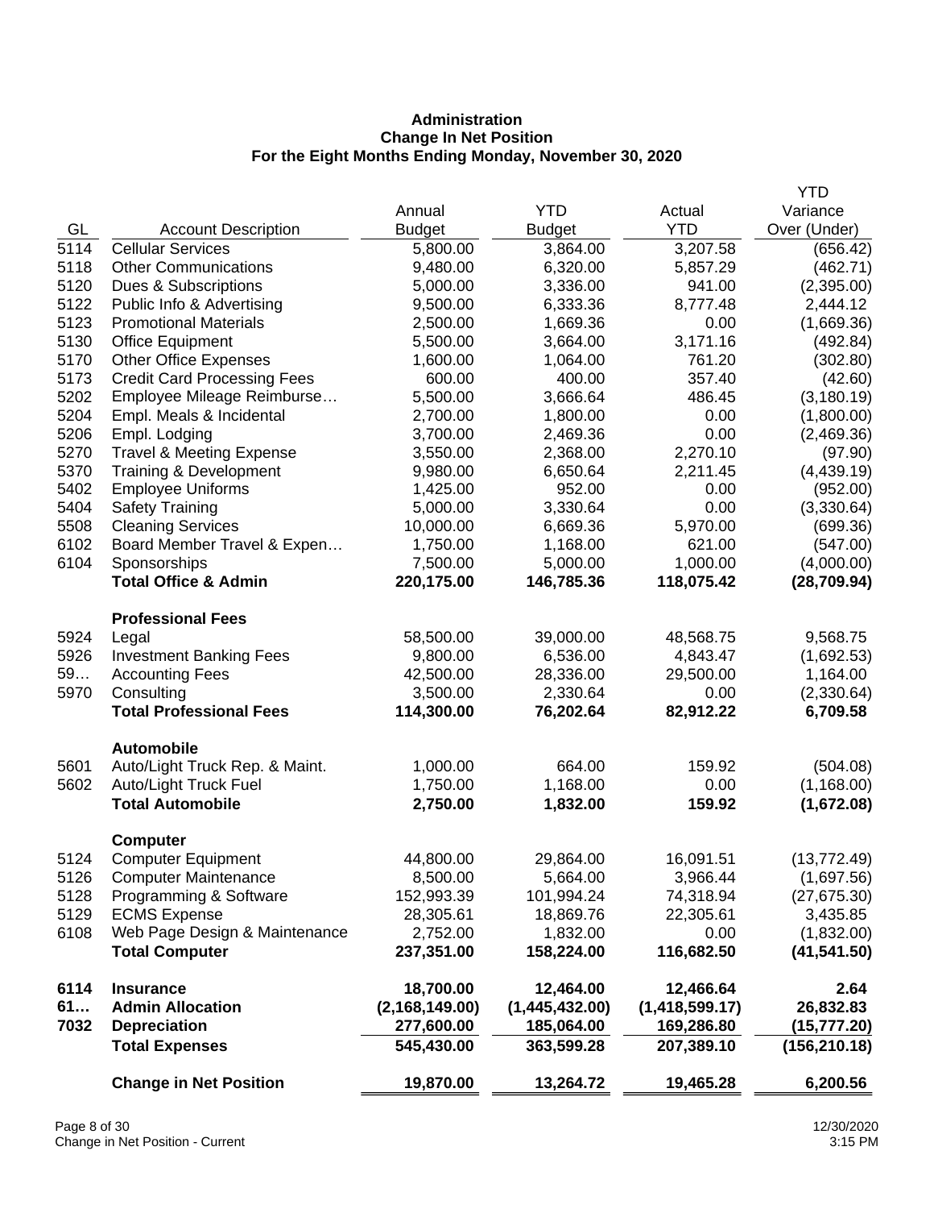**Administration**
**Change In Net Position**
**For the Eight Months Ending Monday, November 30, 2020**

| GL | Account Description | Annual Budget | YTD Budget | Actual YTD | YTD Variance Over (Under) |
|---|---|---|---|---|---|
| 5114 | Cellular Services | 5,800.00 | 3,864.00 | 3,207.58 | (656.42) |
| 5118 | Other Communications | 9,480.00 | 6,320.00 | 5,857.29 | (462.71) |
| 5120 | Dues & Subscriptions | 5,000.00 | 3,336.00 | 941.00 | (2,395.00) |
| 5122 | Public Info & Advertising | 9,500.00 | 6,333.36 | 8,777.48 | 2,444.12 |
| 5123 | Promotional Materials | 2,500.00 | 1,669.36 | 0.00 | (1,669.36) |
| 5130 | Office Equipment | 5,500.00 | 3,664.00 | 3,171.16 | (492.84) |
| 5170 | Other Office Expenses | 1,600.00 | 1,064.00 | 761.20 | (302.80) |
| 5173 | Credit Card Processing Fees | 600.00 | 400.00 | 357.40 | (42.60) |
| 5202 | Employee Mileage Reimburse… | 5,500.00 | 3,666.64 | 486.45 | (3,180.19) |
| 5204 | Empl. Meals & Incidental | 2,700.00 | 1,800.00 | 0.00 | (1,800.00) |
| 5206 | Empl. Lodging | 3,700.00 | 2,469.36 | 0.00 | (2,469.36) |
| 5270 | Travel & Meeting Expense | 3,550.00 | 2,368.00 | 2,270.10 | (97.90) |
| 5370 | Training & Development | 9,980.00 | 6,650.64 | 2,211.45 | (4,439.19) |
| 5402 | Employee Uniforms | 1,425.00 | 952.00 | 0.00 | (952.00) |
| 5404 | Safety Training | 5,000.00 | 3,330.64 | 0.00 | (3,330.64) |
| 5508 | Cleaning Services | 10,000.00 | 6,669.36 | 5,970.00 | (699.36) |
| 6102 | Board Member Travel & Expen… | 1,750.00 | 1,168.00 | 621.00 | (547.00) |
| 6104 | Sponsorships | 7,500.00 | 5,000.00 | 1,000.00 | (4,000.00) |
| | **Total Office & Admin** | **220,175.00** | **146,785.36** | **118,075.42** | **(28,709.94)** |
| | **Professional Fees** | | | | |
| 5924 | Legal | 58,500.00 | 39,000.00 | 48,568.75 | 9,568.75 |
| 5926 | Investment Banking Fees | 9,800.00 | 6,536.00 | 4,843.47 | (1,692.53) |
| 59… | Accounting Fees | 42,500.00 | 28,336.00 | 29,500.00 | 1,164.00 |
| 5970 | Consulting | 3,500.00 | 2,330.64 | 0.00 | (2,330.64) |
| | **Total Professional Fees** | **114,300.00** | **76,202.64** | **82,912.22** | **6,709.58** |
| | **Automobile** | | | | |
| 5601 | Auto/Light Truck Rep. & Maint. | 1,000.00 | 664.00 | 159.92 | (504.08) |
| 5602 | Auto/Light Truck Fuel | 1,750.00 | 1,168.00 | 0.00 | (1,168.00) |
| | **Total Automobile** | **2,750.00** | **1,832.00** | **159.92** | **(1,672.08)** |
| | **Computer** | | | | |
| 5124 | Computer Equipment | 44,800.00 | 29,864.00 | 16,091.51 | (13,772.49) |
| 5126 | Computer Maintenance | 8,500.00 | 5,664.00 | 3,966.44 | (1,697.56) |
| 5128 | Programming & Software | 152,993.39 | 101,994.24 | 74,318.94 | (27,675.30) |
| 5129 | ECMS Expense | 28,305.61 | 18,869.76 | 22,305.61 | 3,435.85 |
| 6108 | Web Page Design & Maintenance | 2,752.00 | 1,832.00 | 0.00 | (1,832.00) |
| | **Total Computer** | **237,351.00** | **158,224.00** | **116,682.50** | **(41,541.50)** |
| **6114** | **Insurance** | **18,700.00** | **12,464.00** | **12,466.64** | **2.64** |
| **61…** | **Admin Allocation** | **(2,168,149.00)** | **(1,445,432.00)** | **(1,418,599.17)** | **26,832.83** |
| **7032** | **Depreciation** | **277,600.00** | **185,064.00** | **169,286.80** | **(15,777.20)** |
| | **Total Expenses** | **545,430.00** | **363,599.28** | **207,389.10** | **(156,210.18)** |
| | **Change in Net Position** | **19,870.00** | **13,264.72** | **19,465.28** | **6,200.56** |

Change in Net Position - Current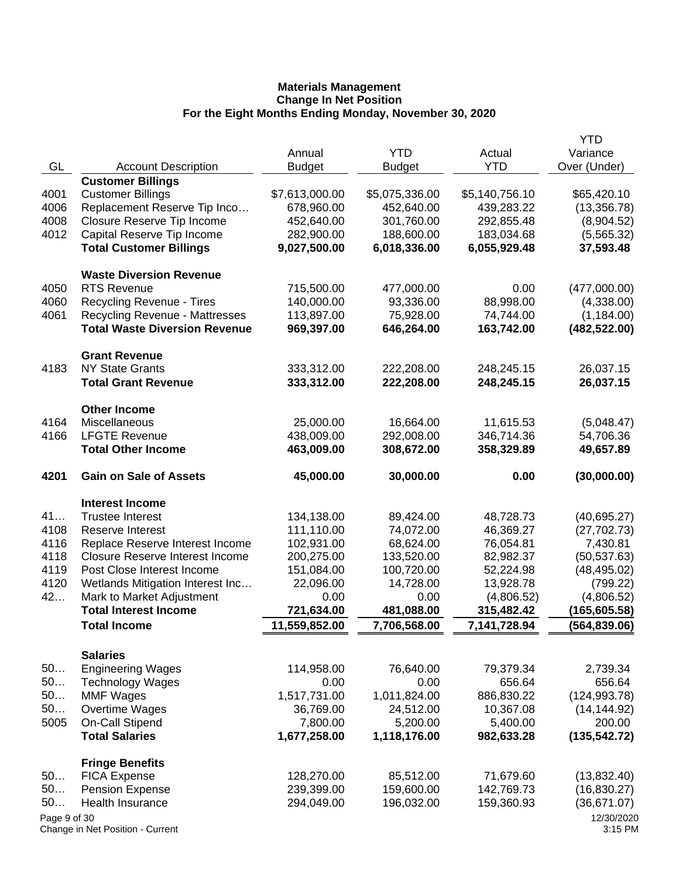**Materials Management**
**Change In Net Position**
**For the Eight Months Ending Monday, November 30, 2020**

| GL | Account Description | Annual Budget | YTD Budget | Actual YTD | YTD Variance Over (Under) |
|---|---|---|---|---|---|
| | **Customer Billings** | | | | |
| 4001 | Customer Billings | $7,613,000.00 | $5,075,336.00 | $5,140,756.10 | $65,420.10 |
| 4006 | Replacement Reserve Tip Inco… | 678,960.00 | 452,640.00 | 439,283.22 | (13,356.78) |
| 4008 | Closure Reserve Tip Income | 452,640.00 | 301,760.00 | 292,855.48 | (8,904.52) |
| 4012 | Capital Reserve Tip Income | 282,900.00 | 188,600.00 | 183,034.68 | (5,565.32) |
| | **Total Customer Billings** | **9,027,500.00** | **6,018,336.00** | **6,055,929.48** | **37,593.48** |
| | **Waste Diversion Revenue** | | | | |
| 4050 | RTS Revenue | 715,500.00 | 477,000.00 | 0.00 | (477,000.00) |
| 4060 | Recycling Revenue - Tires | 140,000.00 | 93,336.00 | 88,998.00 | (4,338.00) |
| 4061 | Recycling Revenue - Mattresses | 113,897.00 | 75,928.00 | 74,744.00 | (1,184.00) |
| | **Total Waste Diversion Revenue** | **969,397.00** | **646,264.00** | **163,742.00** | **(482,522.00)** |
| | **Grant Revenue** | | | | |
| 4183 | NY State Grants | 333,312.00 | 222,208.00 | 248,245.15 | 26,037.15 |
| | **Total Grant Revenue** | **333,312.00** | **222,208.00** | **248,245.15** | **26,037.15** |
| | **Other Income** | | | | |
| 4164 | Miscellaneous | 25,000.00 | 16,664.00 | 11,615.53 | (5,048.47) |
| 4166 | LFGTE Revenue | 438,009.00 | 292,008.00 | 346,714.36 | 54,706.36 |
| | **Total Other Income** | **463,009.00** | **308,672.00** | **358,329.89** | **49,657.89** |
| **4201** | **Gain on Sale of Assets** | **45,000.00** | **30,000.00** | **0.00** | **(30,000.00)** |
| | **Interest Income** | | | | |
| 41… | Trustee Interest | 134,138.00 | 89,424.00 | 48,728.73 | (40,695.27) |
| 4108 | Reserve Interest | 111,110.00 | 74,072.00 | 46,369.27 | (27,702.73) |
| 4116 | Replace Reserve Interest Income | 102,931.00 | 68,624.00 | 76,054.81 | 7,430.81 |
| 4118 | Closure Reserve Interest Income | 200,275.00 | 133,520.00 | 82,982.37 | (50,537.63) |
| 4119 | Post Close Interest Income | 151,084.00 | 100,720.00 | 52,224.98 | (48,495.02) |
| 4120 | Wetlands Mitigation Interest Inc… | 22,096.00 | 14,728.00 | 13,928.78 | (799.22) |
| 42… | Mark to Market Adjustment | 0.00 | 0.00 | (4,806.52) | (4,806.52) |
| | **Total Interest Income** | **721,634.00** | **481,088.00** | **315,482.42** | **(165,605.58)** |
| | **Total Income** | **11,559,852.00** | **7,706,568.00** | **7,141,728.94** | **(564,839.06)** |
| | **Salaries** | | | | |
| 50… | Engineering Wages | 114,958.00 | 76,640.00 | 79,379.34 | 2,739.34 |
| 50… | Technology Wages | 0.00 | 0.00 | 656.64 | 656.64 |
| 50… | MMF Wages | 1,517,731.00 | 1,011,824.00 | 886,830.22 | (124,993.78) |
| 50… | Overtime Wages | 36,769.00 | 24,512.00 | 10,367.08 | (14,144.92) |
| 5005 | On-Call Stipend | 7,800.00 | 5,200.00 | 5,400.00 | 200.00 |
| | **Total Salaries** | **1,677,258.00** | **1,118,176.00** | **982,633.28** | **(135,542.72)** |
| | **Fringe Benefits** | | | | |
| 50… | FICA Expense | 128,270.00 | 85,512.00 | 71,679.60 | (13,832.40) |
| 50… | Pension Expense | 239,399.00 | 159,600.00 | 142,769.73 | (16,830.27) |
| 50… | Health Insurance | 294,049.00 | 196,032.00 | 159,360.93 | (36,671.07) |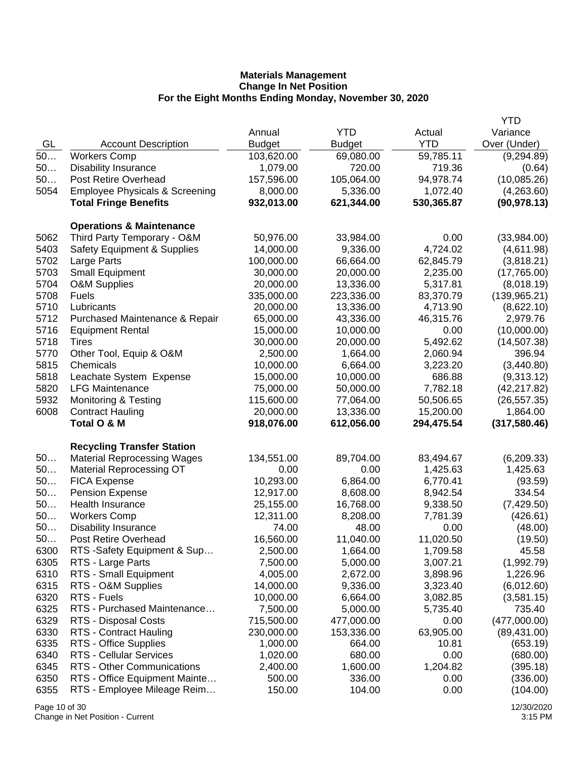**Materials Management**
**Change In Net Position**
**For the Eight Months Ending Monday, November 30, 2020**

| GL | Account Description | Annual Budget | YTD Budget | Actual YTD | YTD Variance Over (Under) |
|---|---|---|---|---|---|
| 50… | Workers Comp | 103,620.00 | 69,080.00 | 59,785.11 | (9,294.89) |
| 50… | Disability Insurance | 1,079.00 | 720.00 | 719.36 | (0.64) |
| 50… | Post Retire Overhead | 157,596.00 | 105,064.00 | 94,978.74 | (10,085.26) |
| 5054 | Employee Physicals & Screening | 8,000.00 | 5,336.00 | 1,072.40 | (4,263.60) |
| | **Total Fringe Benefits** | **932,013.00** | **621,344.00** | **530,365.87** | **(90,978.13)** |
| | **Operations & Maintenance** | | | | |
| 5062 | Third Party Temporary - O&M | 50,976.00 | 33,984.00 | 0.00 | (33,984.00) |
| 5403 | Safety Equipment & Supplies | 14,000.00 | 9,336.00 | 4,724.02 | (4,611.98) |
| 5702 | Large Parts | 100,000.00 | 66,664.00 | 62,845.79 | (3,818.21) |
| 5703 | Small Equipment | 30,000.00 | 20,000.00 | 2,235.00 | (17,765.00) |
| 5704 | O&M Supplies | 20,000.00 | 13,336.00 | 5,317.81 | (8,018.19) |
| 5708 | Fuels | 335,000.00 | 223,336.00 | 83,370.79 | (139,965.21) |
| 5710 | Lubricants | 20,000.00 | 13,336.00 | 4,713.90 | (8,622.10) |
| 5712 | Purchased Maintenance & Repair | 65,000.00 | 43,336.00 | 46,315.76 | 2,979.76 |
| 5716 | Equipment Rental | 15,000.00 | 10,000.00 | 0.00 | (10,000.00) |
| 5718 | Tires | 30,000.00 | 20,000.00 | 5,492.62 | (14,507.38) |
| 5770 | Other Tool, Equip & O&M | 2,500.00 | 1,664.00 | 2,060.94 | 396.94 |
| 5815 | Chemicals | 10,000.00 | 6,664.00 | 3,223.20 | (3,440.80) |
| 5818 | Leachate System Expense | 15,000.00 | 10,000.00 | 686.88 | (9,313.12) |
| 5820 | LFG Maintenance | 75,000.00 | 50,000.00 | 7,782.18 | (42,217.82) |
| 5932 | Monitoring & Testing | 115,600.00 | 77,064.00 | 50,506.65 | (26,557.35) |
| 6008 | Contract Hauling | 20,000.00 | 13,336.00 | 15,200.00 | 1,864.00 |
| | **Total O & M** | **918,076.00** | **612,056.00** | **294,475.54** | **(317,580.46)** |
| | **Recycling Transfer Station** | | | | |
| 50… | Material Reprocessing Wages | 134,551.00 | 89,704.00 | 83,494.67 | (6,209.33) |
| 50… | Material Reprocessing OT | 0.00 | 0.00 | 1,425.63 | 1,425.63 |
| 50… | FICA Expense | 10,293.00 | 6,864.00 | 6,770.41 | (93.59) |
| 50… | Pension Expense | 12,917.00 | 8,608.00 | 8,942.54 | 334.54 |
| 50… | Health Insurance | 25,155.00 | 16,768.00 | 9,338.50 | (7,429.50) |
| 50… | Workers Comp | 12,311.00 | 8,208.00 | 7,781.39 | (426.61) |
| 50… | Disability Insurance | 74.00 | 48.00 | 0.00 | (48.00) |
| 50… | Post Retire Overhead | 16,560.00 | 11,040.00 | 11,020.50 | (19.50) |
| 6300 | RTS -Safety Equipment & Sup… | 2,500.00 | 1,664.00 | 1,709.58 | 45.58 |
| 6305 | RTS - Large Parts | 7,500.00 | 5,000.00 | 3,007.21 | (1,992.79) |
| 6310 | RTS - Small Equipment | 4,005.00 | 2,672.00 | 3,898.96 | 1,226.96 |
| 6315 | RTS - O&M Supplies | 14,000.00 | 9,336.00 | 3,323.40 | (6,012.60) |
| 6320 | RTS - Fuels | 10,000.00 | 6,664.00 | 3,082.85 | (3,581.15) |
| 6325 | RTS - Purchased Maintenance… | 7,500.00 | 5,000.00 | 5,735.40 | 735.40 |
| 6329 | RTS - Disposal Costs | 715,500.00 | 477,000.00 | 0.00 | (477,000.00) |
| 6330 | RTS - Contract Hauling | 230,000.00 | 153,336.00 | 63,905.00 | (89,431.00) |
| 6335 | RTS - Office Supplies | 1,000.00 | 664.00 | 10.81 | (653.19) |
| 6340 | RTS - Cellular Services | 1,020.00 | 680.00 | 0.00 | (680.00) |
| 6345 | RTS - Other Communications | 2,400.00 | 1,600.00 | 1,204.82 | (395.18) |
| 6350 | RTS - Office Equipment Mainte… | 500.00 | 336.00 | 0.00 | (336.00) |
| 6355 | RTS - Employee Mileage Reim… | 150.00 | 104.00 | 0.00 | (104.00) |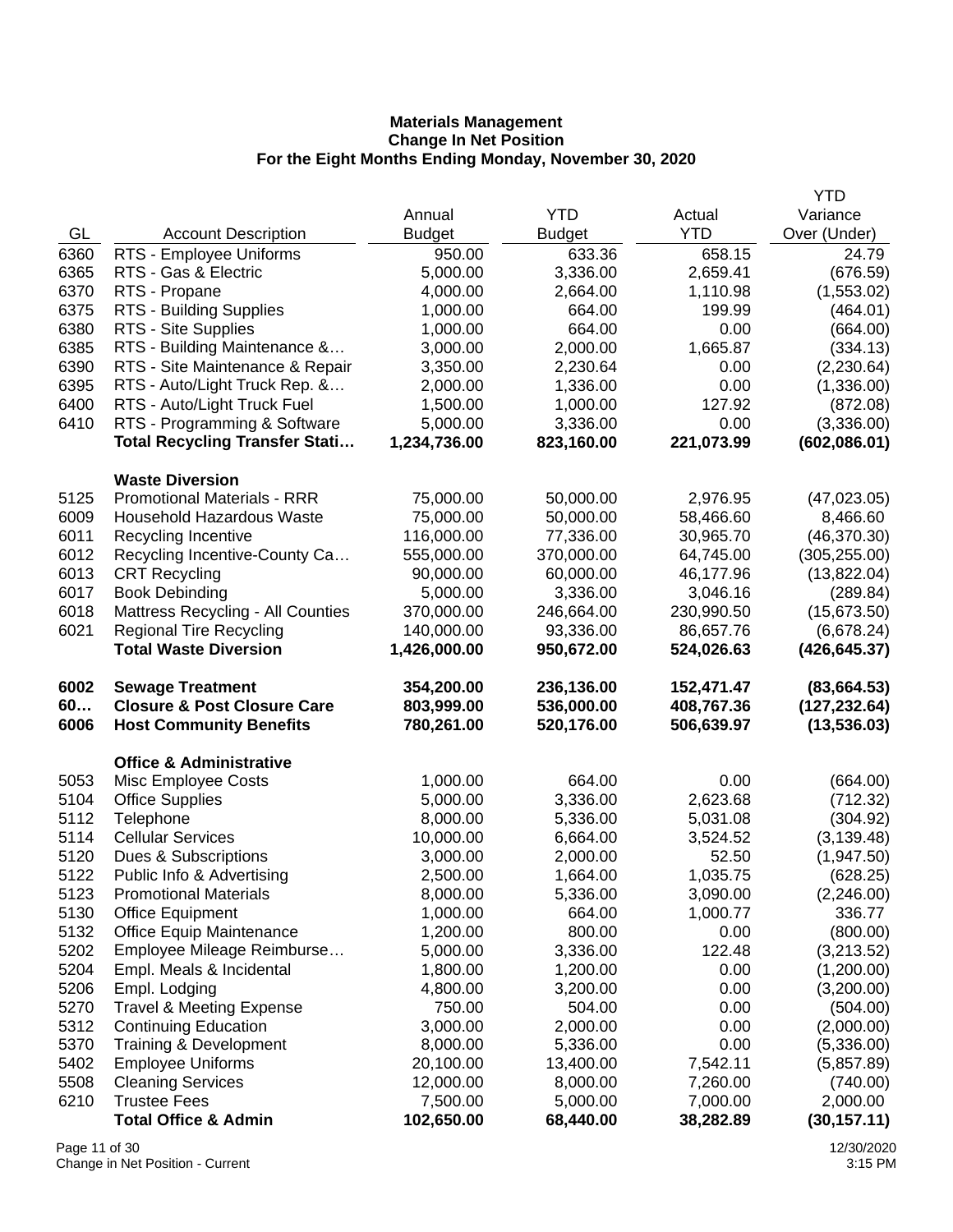**Materials Management**
**Change In Net Position**
**For the Eight Months Ending Monday, November 30, 2020**

| GL | Account Description | Annual Budget | YTD Budget | Actual YTD | YTD Variance Over (Under) |
|---|---|---|---|---|---|
| 6360 | RTS - Employee Uniforms | 950.00 | 633.36 | 658.15 | 24.79 |
| 6365 | RTS - Gas & Electric | 5,000.00 | 3,336.00 | 2,659.41 | (676.59) |
| 6370 | RTS - Propane | 4,000.00 | 2,664.00 | 1,110.98 | (1,553.02) |
| 6375 | RTS - Building Supplies | 1,000.00 | 664.00 | 199.99 | (464.01) |
| 6380 | RTS - Site Supplies | 1,000.00 | 664.00 | 0.00 | (664.00) |
| 6385 | RTS - Building Maintenance &… | 3,000.00 | 2,000.00 | 1,665.87 | (334.13) |
| 6390 | RTS - Site Maintenance & Repair | 3,350.00 | 2,230.64 | 0.00 | (2,230.64) |
| 6395 | RTS - Auto/Light Truck Rep. &… | 2,000.00 | 1,336.00 | 0.00 | (1,336.00) |
| 6400 | RTS - Auto/Light Truck Fuel | 1,500.00 | 1,000.00 | 127.92 | (872.08) |
| 6410 | RTS - Programming & Software | 5,000.00 | 3,336.00 | 0.00 | (3,336.00) |
| | **Total Recycling Transfer Stati…** | **1,234,736.00** | **823,160.00** | **221,073.99** | **(602,086.01)** |
| | **Waste Diversion** | | | | |
| 5125 | Promotional Materials - RRR | 75,000.00 | 50,000.00 | 2,976.95 | (47,023.05) |
| 6009 | Household Hazardous Waste | 75,000.00 | 50,000.00 | 58,466.60 | 8,466.60 |
| 6011 | Recycling Incentive | 116,000.00 | 77,336.00 | 30,965.70 | (46,370.30) |
| 6012 | Recycling Incentive-County Ca… | 555,000.00 | 370,000.00 | 64,745.00 | (305,255.00) |
| 6013 | CRT Recycling | 90,000.00 | 60,000.00 | 46,177.96 | (13,822.04) |
| 6017 | Book Debinding | 5,000.00 | 3,336.00 | 3,046.16 | (289.84) |
| 6018 | Mattress Recycling - All Counties | 370,000.00 | 246,664.00 | 230,990.50 | (15,673.50) |
| 6021 | Regional Tire Recycling | 140,000.00 | 93,336.00 | 86,657.76 | (6,678.24) |
| | **Total Waste Diversion** | **1,426,000.00** | **950,672.00** | **524,026.63** | **(426,645.37)** |
| **6002** | **Sewage Treatment** | **354,200.00** | **236,136.00** | **152,471.47** | **(83,664.53)** |
| **60…** | **Closure & Post Closure Care** | **803,999.00** | **536,000.00** | **408,767.36** | **(127,232.64)** |
| **6006** | **Host Community Benefits** | **780,261.00** | **520,176.00** | **506,639.97** | **(13,536.03)** |
| | **Office & Administrative** | | | | |
| 5053 | Misc Employee Costs | 1,000.00 | 664.00 | 0.00 | (664.00) |
| 5104 | Office Supplies | 5,000.00 | 3,336.00 | 2,623.68 | (712.32) |
| 5112 | Telephone | 8,000.00 | 5,336.00 | 5,031.08 | (304.92) |
| 5114 | Cellular Services | 10,000.00 | 6,664.00 | 3,524.52 | (3,139.48) |
| 5120 | Dues & Subscriptions | 3,000.00 | 2,000.00 | 52.50 | (1,947.50) |
| 5122 | Public Info & Advertising | 2,500.00 | 1,664.00 | 1,035.75 | (628.25) |
| 5123 | Promotional Materials | 8,000.00 | 5,336.00 | 3,090.00 | (2,246.00) |
| 5130 | Office Equipment | 1,000.00 | 664.00 | 1,000.77 | 336.77 |
| 5132 | Office Equip Maintenance | 1,200.00 | 800.00 | 0.00 | (800.00) |
| 5202 | Employee Mileage Reimburse… | 5,000.00 | 3,336.00 | 122.48 | (3,213.52) |
| 5204 | Empl. Meals & Incidental | 1,800.00 | 1,200.00 | 0.00 | (1,200.00) |
| 5206 | Empl. Lodging | 4,800.00 | 3,200.00 | 0.00 | (3,200.00) |
| 5270 | Travel & Meeting Expense | 750.00 | 504.00 | 0.00 | (504.00) |
| 5312 | Continuing Education | 3,000.00 | 2,000.00 | 0.00 | (2,000.00) |
| 5370 | Training & Development | 8,000.00 | 5,336.00 | 0.00 | (5,336.00) |
| 5402 | Employee Uniforms | 20,100.00 | 13,400.00 | 7,542.11 | (5,857.89) |
| 5508 | Cleaning Services | 12,000.00 | 8,000.00 | 7,260.00 | (740.00) |
| 6210 | Trustee Fees | 7,500.00 | 5,000.00 | 7,000.00 | 2,000.00 |
| | **Total Office & Admin** | **102,650.00** | **68,440.00** | **38,282.89** | **(30,157.11)** |

Change in Net Position - Current 12/30/2020 3:15 PM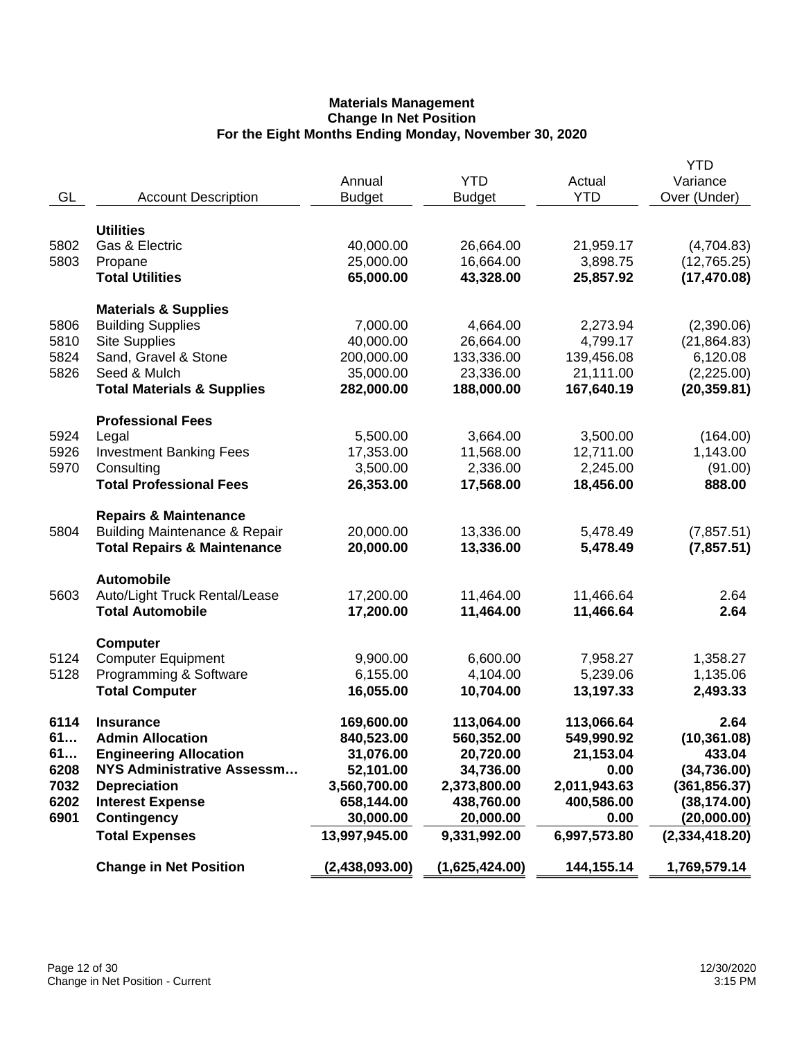**Materials Management**
**Change In Net Position**
**For the Eight Months Ending Monday, November 30, 2020**

| GL | Account Description | Annual Budget | YTD Budget | Actual YTD | YTD Variance Over (Under) |
|---|---|---|---|---|---|
| | **Utilities** | | | | |
| 5802 | Gas & Electric | 40,000.00 | 26,664.00 | 21,959.17 | (4,704.83) |
| 5803 | Propane | 25,000.00 | 16,664.00 | 3,898.75 | (12,765.25) |
| | **Total Utilities** | **65,000.00** | **43,328.00** | **25,857.92** | **(17,470.08)** |
| | **Materials & Supplies** | | | | |
| 5806 | Building Supplies | 7,000.00 | 4,664.00 | 2,273.94 | (2,390.06) |
| 5810 | Site Supplies | 40,000.00 | 26,664.00 | 4,799.17 | (21,864.83) |
| 5824 | Sand, Gravel & Stone | 200,000.00 | 133,336.00 | 139,456.08 | 6,120.08 |
| 5826 | Seed & Mulch | 35,000.00 | 23,336.00 | 21,111.00 | (2,225.00) |
| | **Total Materials & Supplies** | **282,000.00** | **188,000.00** | **167,640.19** | **(20,359.81)** |
| | **Professional Fees** | | | | |
| 5924 | Legal | 5,500.00 | 3,664.00 | 3,500.00 | (164.00) |
| 5926 | Investment Banking Fees | 17,353.00 | 11,568.00 | 12,711.00 | 1,143.00 |
| 5970 | Consulting | 3,500.00 | 2,336.00 | 2,245.00 | (91.00) |
| | **Total Professional Fees** | **26,353.00** | **17,568.00** | **18,456.00** | **888.00** |
| | **Repairs & Maintenance** | | | | |
| 5804 | Building Maintenance & Repair | 20,000.00 | 13,336.00 | 5,478.49 | (7,857.51) |
| | **Total Repairs & Maintenance** | **20,000.00** | **13,336.00** | **5,478.49** | **(7,857.51)** |
| | **Automobile** | | | | |
| 5603 | Auto/Light Truck Rental/Lease | 17,200.00 | 11,464.00 | 11,466.64 | 2.64 |
| | **Total Automobile** | **17,200.00** | **11,464.00** | **11,466.64** | **2.64** |
| | **Computer** | | | | |
| 5124 | Computer Equipment | 9,900.00 | 6,600.00 | 7,958.27 | 1,358.27 |
| 5128 | Programming & Software | 6,155.00 | 4,104.00 | 5,239.06 | 1,135.06 |
| | **Total Computer** | **16,055.00** | **10,704.00** | **13,197.33** | **2,493.33** |
| **6114** | **Insurance** | **169,600.00** | **113,064.00** | **113,066.64** | **2.64** |
| **61…** | **Admin Allocation** | **840,523.00** | **560,352.00** | **549,990.92** | **(10,361.08)** |
| **61…** | **Engineering Allocation** | **31,076.00** | **20,720.00** | **21,153.04** | **433.04** |
| **6208** | **NYS Administrative Assessm…** | **52,101.00** | **34,736.00** | **0.00** | **(34,736.00)** |
| **7032** | **Depreciation** | **3,560,700.00** | **2,373,800.00** | **2,011,943.63** | **(361,856.37)** |
| **6202** | **Interest Expense** | **658,144.00** | **438,760.00** | **400,586.00** | **(38,174.00)** |
| **6901** | **Contingency** | **30,000.00** | **20,000.00** | **0.00** | **(20,000.00)** |
| | **Total Expenses** | **13,997,945.00** | **9,331,992.00** | **6,997,573.80** | **(2,334,418.20)** |
| | **Change in Net Position** | **(2,438,093.00)** | **(1,625,424.00)** | **144,155.14** | **1,769,579.14** |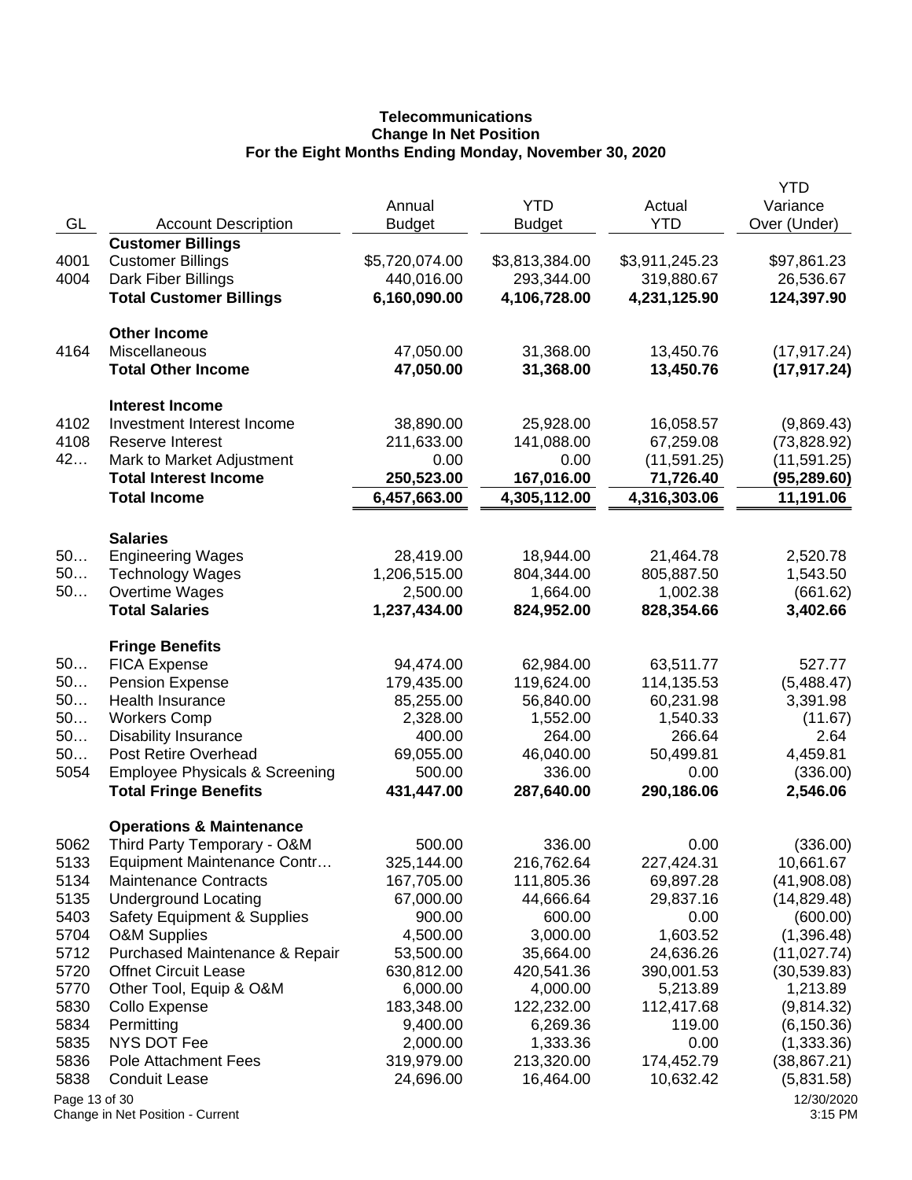# Telecommunications
## Change In Net Position
### For the Eight Months Ending Monday, November 30, 2020

| GL | Account Description | Annual Budget | YTD Budget | Actual YTD | YTD Variance Over (Under) |
|---|---|---|---|---|---|
| | **Customer Billings** | | | | |
| 4001 | Customer Billings | $5,720,074.00 | $3,813,384.00 | $3,911,245.23 | $97,861.23 |
| 4004 | Dark Fiber Billings | 440,016.00 | 293,344.00 | 319,880.67 | 26,536.67 |
| | **Total Customer Billings** | **6,160,090.00** | **4,106,728.00** | **4,231,125.90** | **124,397.90** |
| | **Other Income** | | | | |
| 4164 | Miscellaneous | 47,050.00 | 31,368.00 | 13,450.76 | (17,917.24) |
| | **Total Other Income** | **47,050.00** | **31,368.00** | **13,450.76** | **(17,917.24)** |
| | **Interest Income** | | | | |
| 4102 | Investment Interest Income | 38,890.00 | 25,928.00 | 16,058.57 | (9,869.43) |
| 4108 | Reserve Interest | 211,633.00 | 141,088.00 | 67,259.08 | (73,828.92) |
| 42… | Mark to Market Adjustment | 0.00 | 0.00 | (11,591.25) | (11,591.25) |
| | **Total Interest Income** | **250,523.00** | **167,016.00** | **71,726.40** | **(95,289.60)** |
| | **Total Income** | **6,457,663.00** | **4,305,112.00** | **4,316,303.06** | **11,191.06** |
| | **Salaries** | | | | |
| 50… | Engineering Wages | 28,419.00 | 18,944.00 | 21,464.78 | 2,520.78 |
| 50… | Technology Wages | 1,206,515.00 | 804,344.00 | 805,887.50 | 1,543.50 |
| 50… | Overtime Wages | 2,500.00 | 1,664.00 | 1,002.38 | (661.62) |
| | **Total Salaries** | **1,237,434.00** | **824,952.00** | **828,354.66** | **3,402.66** |
| | **Fringe Benefits** | | | | |
| 50… | FICA Expense | 94,474.00 | 62,984.00 | 63,511.77 | 527.77 |
| 50… | Pension Expense | 179,435.00 | 119,624.00 | 114,135.53 | (5,488.47) |
| 50… | Health Insurance | 85,255.00 | 56,840.00 | 60,231.98 | 3,391.98 |
| 50… | Workers Comp | 2,328.00 | 1,552.00 | 1,540.33 | (11.67) |
| 50… | Disability Insurance | 400.00 | 264.00 | 266.64 | 2.64 |
| 50… | Post Retire Overhead | 69,055.00 | 46,040.00 | 50,499.81 | 4,459.81 |
| 5054 | Employee Physicals & Screening | 500.00 | 336.00 | 0.00 | (336.00) |
| | **Total Fringe Benefits** | **431,447.00** | **287,640.00** | **290,186.06** | **2,546.06** |
| | **Operations & Maintenance** | | | | |
| 5062 | Third Party Temporary - O&M | 500.00 | 336.00 | 0.00 | (336.00) |
| 5133 | Equipment Maintenance Contr… | 325,144.00 | 216,762.64 | 227,424.31 | 10,661.67 |
| 5134 | Maintenance Contracts | 167,705.00 | 111,805.36 | 69,897.28 | (41,908.08) |
| 5135 | Underground Locating | 67,000.00 | 44,666.64 | 29,837.16 | (14,829.48) |
| 5403 | Safety Equipment & Supplies | 900.00 | 600.00 | 0.00 | (600.00) |
| 5704 | O&M Supplies | 4,500.00 | 3,000.00 | 1,603.52 | (1,396.48) |
| 5712 | Purchased Maintenance & Repair | 53,500.00 | 35,664.00 | 24,636.26 | (11,027.74) |
| 5720 | Offnet Circuit Lease | 630,812.00 | 420,541.36 | 390,001.53 | (30,539.83) |
| 5770 | Other Tool, Equip & O&M | 6,000.00 | 4,000.00 | 5,213.89 | 1,213.89 |
| 5830 | Collo Expense | 183,348.00 | 122,232.00 | 112,417.68 | (9,814.32) |
| 5834 | Permitting | 9,400.00 | 6,269.36 | 119.00 | (6,150.36) |
| 5835 | NYS DOT Fee | 2,000.00 | 1,333.36 | 0.00 | (1,333.36) |
| 5836 | Pole Attachment Fees | 319,979.00 | 213,320.00 | 174,452.79 | (38,867.21) |
| 5838 | Conduit Lease | 24,696.00 | 16,464.00 | 10,632.42 | (5,831.58) |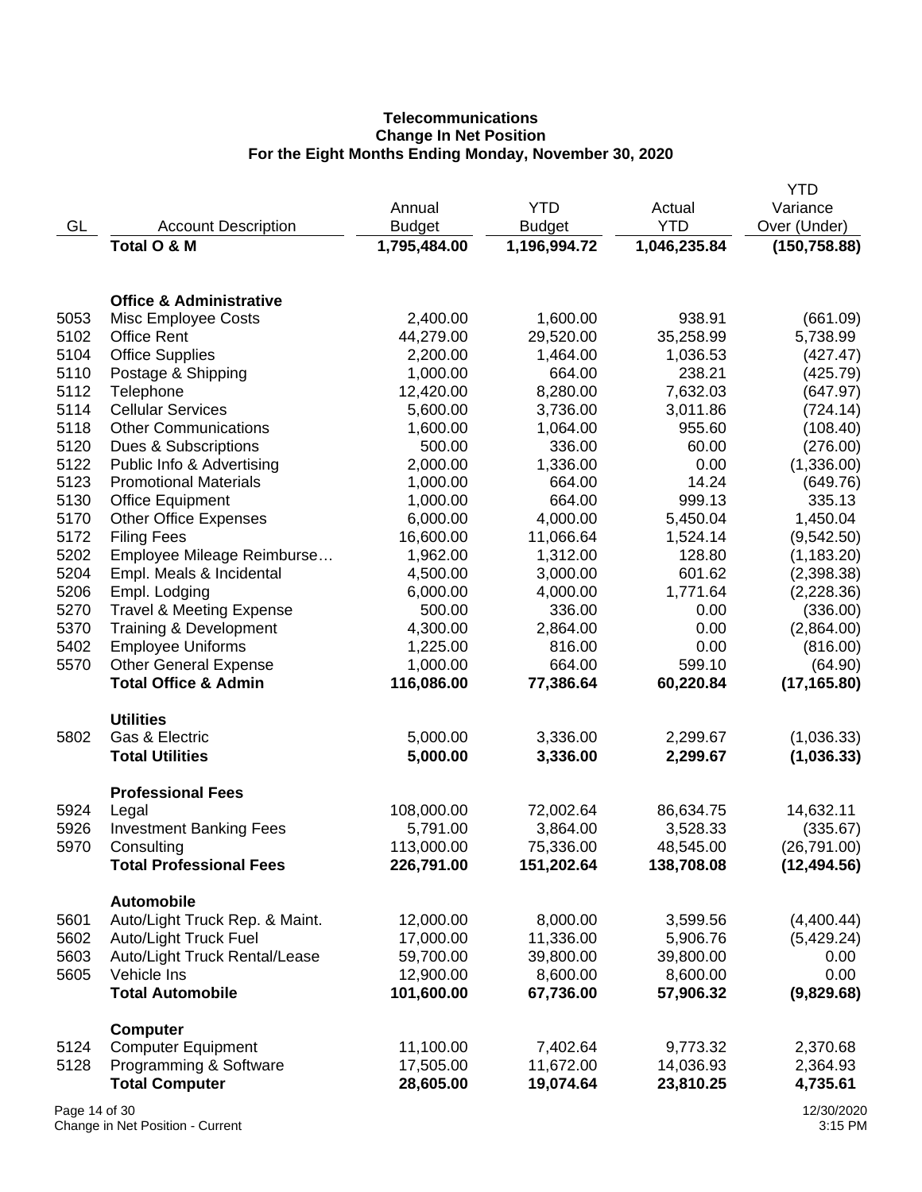**Telecommunications**
**Change In Net Position**
**For the Eight Months Ending Monday, November 30, 2020**

| GL | Account Description | Annual Budget | YTD Budget | Actual YTD | YTD Variance Over (Under) |
|---|---|---|---|---|---|
| | **Total O & M** | **1,795,484.00** | **1,196,994.72** | **1,046,235.84** | **(150,758.88)** |
| | | | | | |
| | **Office & Administrative** | | | | |
| 5053 | Misc Employee Costs | 2,400.00 | 1,600.00 | 938.91 | (661.09) |
| 5102 | Office Rent | 44,279.00 | 29,520.00 | 35,258.99 | 5,738.99 |
| 5104 | Office Supplies | 2,200.00 | 1,464.00 | 1,036.53 | (427.47) |
| 5110 | Postage & Shipping | 1,000.00 | 664.00 | 238.21 | (425.79) |
| 5112 | Telephone | 12,420.00 | 8,280.00 | 7,632.03 | (647.97) |
| 5114 | Cellular Services | 5,600.00 | 3,736.00 | 3,011.86 | (724.14) |
| 5118 | Other Communications | 1,600.00 | 1,064.00 | 955.60 | (108.40) |
| 5120 | Dues & Subscriptions | 500.00 | 336.00 | 60.00 | (276.00) |
| 5122 | Public Info & Advertising | 2,000.00 | 1,336.00 | 0.00 | (1,336.00) |
| 5123 | Promotional Materials | 1,000.00 | 664.00 | 14.24 | (649.76) |
| 5130 | Office Equipment | 1,000.00 | 664.00 | 999.13 | 335.13 |
| 5170 | Other Office Expenses | 6,000.00 | 4,000.00 | 5,450.04 | 1,450.04 |
| 5172 | Filing Fees | 16,600.00 | 11,066.64 | 1,524.14 | (9,542.50) |
| 5202 | Employee Mileage Reimburse… | 1,962.00 | 1,312.00 | 128.80 | (1,183.20) |
| 5204 | Empl. Meals & Incidental | 4,500.00 | 3,000.00 | 601.62 | (2,398.38) |
| 5206 | Empl. Lodging | 6,000.00 | 4,000.00 | 1,771.64 | (2,228.36) |
| 5270 | Travel & Meeting Expense | 500.00 | 336.00 | 0.00 | (336.00) |
| 5370 | Training & Development | 4,300.00 | 2,864.00 | 0.00 | (2,864.00) |
| 5402 | Employee Uniforms | 1,225.00 | 816.00 | 0.00 | (816.00) |
| 5570 | Other General Expense | 1,000.00 | 664.00 | 599.10 | (64.90) |
| | **Total Office & Admin** | **116,086.00** | **77,386.64** | **60,220.84** | **(17,165.80)** |
| | | | | | |
| | **Utilities** | | | | |
| 5802 | Gas & Electric | 5,000.00 | 3,336.00 | 2,299.67 | (1,036.33) |
| | **Total Utilities** | **5,000.00** | **3,336.00** | **2,299.67** | **(1,036.33)** |
| | | | | | |
| | **Professional Fees** | | | | |
| 5924 | Legal | 108,000.00 | 72,002.64 | 86,634.75 | 14,632.11 |
| 5926 | Investment Banking Fees | 5,791.00 | 3,864.00 | 3,528.33 | (335.67) |
| 5970 | Consulting | 113,000.00 | 75,336.00 | 48,545.00 | (26,791.00) |
| | **Total Professional Fees** | **226,791.00** | **151,202.64** | **138,708.08** | **(12,494.56)** |
| | | | | | |
| | **Automobile** | | | | |
| 5601 | Auto/Light Truck Rep. & Maint. | 12,000.00 | 8,000.00 | 3,599.56 | (4,400.44) |
| 5602 | Auto/Light Truck Fuel | 17,000.00 | 11,336.00 | 5,906.76 | (5,429.24) |
| 5603 | Auto/Light Truck Rental/Lease | 59,700.00 | 39,800.00 | 39,800.00 | 0.00 |
| 5605 | Vehicle Ins | 12,900.00 | 8,600.00 | 8,600.00 | 0.00 |
| | **Total Automobile** | **101,600.00** | **67,736.00** | **57,906.32** | **(9,829.68)** |
| | | | | | |
| | **Computer** | | | | |
| 5124 | Computer Equipment | 11,100.00 | 7,402.64 | 9,773.32 | 2,370.68 |
| 5128 | Programming & Software | 17,505.00 | 11,672.00 | 14,036.93 | 2,364.93 |
| | **Total Computer** | **28,605.00** | **19,074.64** | **23,810.25** | **4,735.61** |

Change in Net Position - Current

12/30/2020
3:15 PM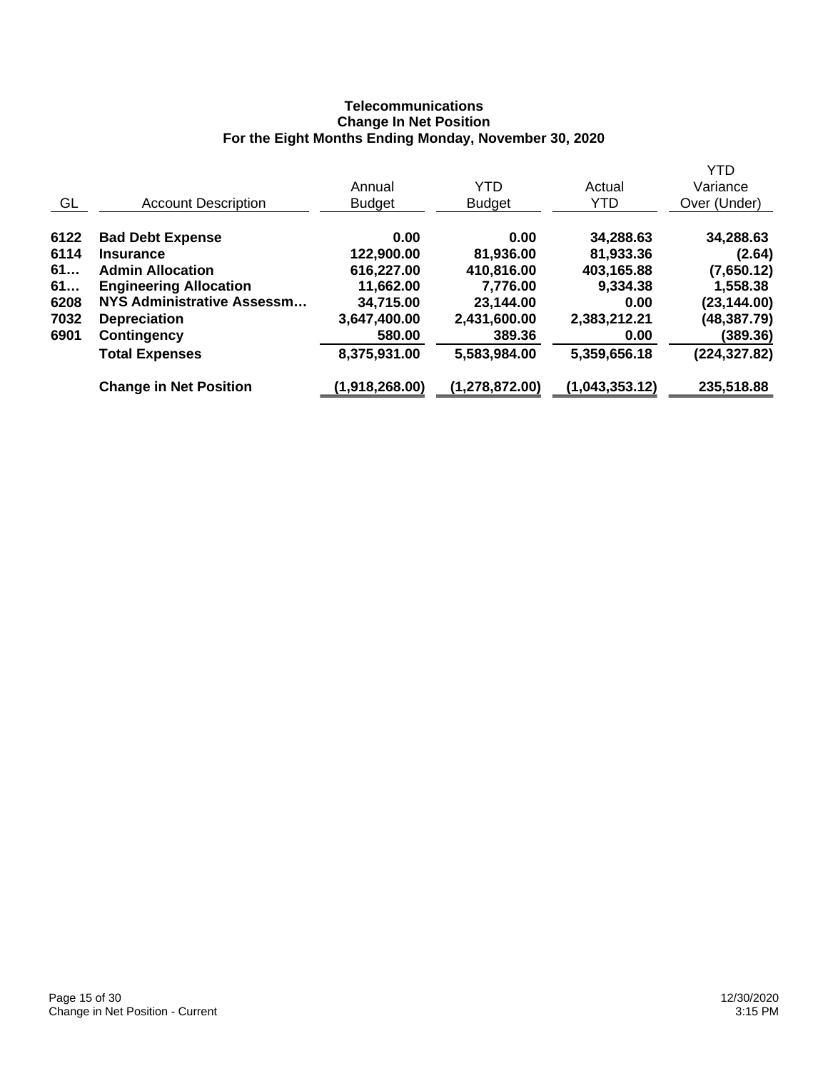**Telecommunications**
**Change In Net Position**
**For the Eight Months Ending Monday, November 30, 2020**

| GL | Account Description | Annual Budget | YTD Budget | Actual YTD | YTD Variance Over (Under) |
|---|---|---|---|---|---|
| **6122** | **Bad Debt Expense** | **0.00** | **0.00** | **34,288.63** | **34,288.63** |
| **6114** | **Insurance** | **122,900.00** | **81,936.00** | **81,933.36** | **(2.64)** |
| **61…** | **Admin Allocation** | **616,227.00** | **410,816.00** | **403,165.88** | **(7,650.12)** |
| **61…** | **Engineering Allocation** | **11,662.00** | **7,776.00** | **9,334.38** | **1,558.38** |
| **6208** | **NYS Administrative Assessm…** | **34,715.00** | **23,144.00** | **0.00** | **(23,144.00)** |
| **7032** | **Depreciation** | **3,647,400.00** | **2,431,600.00** | **2,383,212.21** | **(48,387.79)** |
| **6901** | **Contingency** | **580.00** | **389.36** | **0.00** | **(389.36)** |
| | **Total Expenses** | **8,375,931.00** | **5,583,984.00** | **5,359,656.18** | **(224,327.82)** |
| | **Change in Net Position** | **(1,918,268.00)** | **(1,278,872.00)** | **(1,043,353.12)** | **235,518.88** |

Change in Net Position - Current

12/30/2020
3:15 PM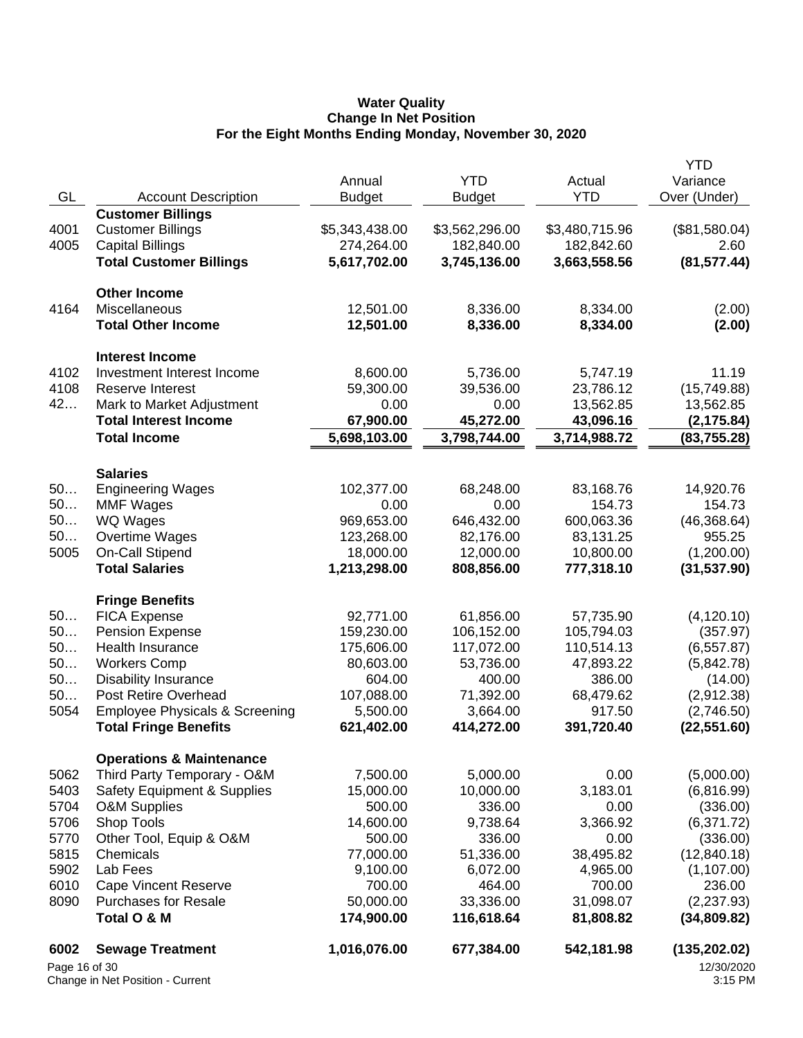**Water Quality**
**Change In Net Position**
**For the Eight Months Ending Monday, November 30, 2020**

| GL | Account Description | Annual Budget | YTD Budget | Actual YTD | YTD Variance Over (Under) |
|---|---|---|---|---|---|
| | **Customer Billings** | | | | |
| 4001 | Customer Billings | $5,343,438.00 | $3,562,296.00 | $3,480,715.96 | ($81,580.04) |
| 4005 | Capital Billings | 274,264.00 | 182,840.00 | 182,842.60 | 2.60 |
| | **Total Customer Billings** | **5,617,702.00** | **3,745,136.00** | **3,663,558.56** | **(81,577.44)** |
| | **Other Income** | | | | |
| 4164 | Miscellaneous | 12,501.00 | 8,336.00 | 8,334.00 | (2.00) |
| | **Total Other Income** | **12,501.00** | **8,336.00** | **8,334.00** | **(2.00)** |
| | **Interest Income** | | | | |
| 4102 | Investment Interest Income | 8,600.00 | 5,736.00 | 5,747.19 | 11.19 |
| 4108 | Reserve Interest | 59,300.00 | 39,536.00 | 23,786.12 | (15,749.88) |
| 42… | Mark to Market Adjustment | 0.00 | 0.00 | 13,562.85 | 13,562.85 |
| | **Total Interest Income** | **67,900.00** | **45,272.00** | **43,096.16** | **(2,175.84)** |
| | **Total Income** | **5,698,103.00** | **3,798,744.00** | **3,714,988.72** | **(83,755.28)** |
| | **Salaries** | | | | |
| 50… | Engineering Wages | 102,377.00 | 68,248.00 | 83,168.76 | 14,920.76 |
| 50… | MMF Wages | 0.00 | 0.00 | 154.73 | 154.73 |
| 50… | WQ Wages | 969,653.00 | 646,432.00 | 600,063.36 | (46,368.64) |
| 50… | Overtime Wages | 123,268.00 | 82,176.00 | 83,131.25 | 955.25 |
| 5005 | On-Call Stipend | 18,000.00 | 12,000.00 | 10,800.00 | (1,200.00) |
| | **Total Salaries** | **1,213,298.00** | **808,856.00** | **777,318.10** | **(31,537.90)** |
| | **Fringe Benefits** | | | | |
| 50… | FICA Expense | 92,771.00 | 61,856.00 | 57,735.90 | (4,120.10) |
| 50… | Pension Expense | 159,230.00 | 106,152.00 | 105,794.03 | (357.97) |
| 50… | Health Insurance | 175,606.00 | 117,072.00 | 110,514.13 | (6,557.87) |
| 50… | Workers Comp | 80,603.00 | 53,736.00 | 47,893.22 | (5,842.78) |
| 50… | Disability Insurance | 604.00 | 400.00 | 386.00 | (14.00) |
| 50… | Post Retire Overhead | 107,088.00 | 71,392.00 | 68,479.62 | (2,912.38) |
| 5054 | Employee Physicals & Screening | 5,500.00 | 3,664.00 | 917.50 | (2,746.50) |
| | **Total Fringe Benefits** | **621,402.00** | **414,272.00** | **391,720.40** | **(22,551.60)** |
| | **Operations & Maintenance** | | | | |
| 5062 | Third Party Temporary - O&M | 7,500.00 | 5,000.00 | 0.00 | (5,000.00) |
| 5403 | Safety Equipment & Supplies | 15,000.00 | 10,000.00 | 3,183.01 | (6,816.99) |
| 5704 | O&M Supplies | 500.00 | 336.00 | 0.00 | (336.00) |
| 5706 | Shop Tools | 14,600.00 | 9,738.64 | 3,366.92 | (6,371.72) |
| 5770 | Other Tool, Equip & O&M | 500.00 | 336.00 | 0.00 | (336.00) |
| 5815 | Chemicals | 77,000.00 | 51,336.00 | 38,495.82 | (12,840.18) |
| 5902 | Lab Fees | 9,100.00 | 6,072.00 | 4,965.00 | (1,107.00) |
| 6010 | Cape Vincent Reserve | 700.00 | 464.00 | 700.00 | 236.00 |
| 8090 | Purchases for Resale | 50,000.00 | 33,336.00 | 31,098.07 | (2,237.93) |
| | **Total O & M** | **174,900.00** | **116,618.64** | **81,808.82** | **(34,809.82)** |
| **6002** | **Sewage Treatment** | **1,016,076.00** | **677,384.00** | **542,181.98** | **(135,202.02)** |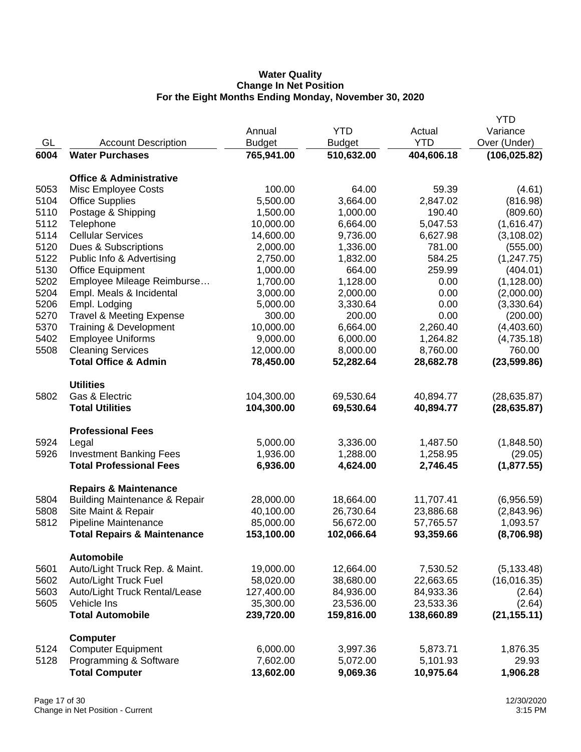**Water Quality**
**Change In Net Position**
**For the Eight Months Ending Monday, November 30, 2020**

| GL | Account Description | Annual Budget | YTD Budget | Actual YTD | YTD Variance Over (Under) |
|---|---|---|---|---|---|
| **6004** | **Water Purchases** | **765,941.00** | **510,632.00** | **404,606.18** | **(106,025.82)** |
| | **Office & Administrative** | | | | |
| 5053 | Misc Employee Costs | 100.00 | 64.00 | 59.39 | (4.61) |
| 5104 | Office Supplies | 5,500.00 | 3,664.00 | 2,847.02 | (816.98) |
| 5110 | Postage & Shipping | 1,500.00 | 1,000.00 | 190.40 | (809.60) |
| 5112 | Telephone | 10,000.00 | 6,664.00 | 5,047.53 | (1,616.47) |
| 5114 | Cellular Services | 14,600.00 | 9,736.00 | 6,627.98 | (3,108.02) |
| 5120 | Dues & Subscriptions | 2,000.00 | 1,336.00 | 781.00 | (555.00) |
| 5122 | Public Info & Advertising | 2,750.00 | 1,832.00 | 584.25 | (1,247.75) |
| 5130 | Office Equipment | 1,000.00 | 664.00 | 259.99 | (404.01) |
| 5202 | Employee Mileage Reimburse… | 1,700.00 | 1,128.00 | 0.00 | (1,128.00) |
| 5204 | Empl. Meals & Incidental | 3,000.00 | 2,000.00 | 0.00 | (2,000.00) |
| 5206 | Empl. Lodging | 5,000.00 | 3,330.64 | 0.00 | (3,330.64) |
| 5270 | Travel & Meeting Expense | 300.00 | 200.00 | 0.00 | (200.00) |
| 5370 | Training & Development | 10,000.00 | 6,664.00 | 2,260.40 | (4,403.60) |
| 5402 | Employee Uniforms | 9,000.00 | 6,000.00 | 1,264.82 | (4,735.18) |
| 5508 | Cleaning Services | 12,000.00 | 8,000.00 | 8,760.00 | 760.00 |
| | **Total Office & Admin** | **78,450.00** | **52,282.64** | **28,682.78** | **(23,599.86)** |
| | **Utilities** | | | | |
| 5802 | Gas & Electric | 104,300.00 | 69,530.64 | 40,894.77 | (28,635.87) |
| | **Total Utilities** | **104,300.00** | **69,530.64** | **40,894.77** | **(28,635.87)** |
| | **Professional Fees** | | | | |
| 5924 | Legal | 5,000.00 | 3,336.00 | 1,487.50 | (1,848.50) |
| 5926 | Investment Banking Fees | 1,936.00 | 1,288.00 | 1,258.95 | (29.05) |
| | **Total Professional Fees** | **6,936.00** | **4,624.00** | **2,746.45** | **(1,877.55)** |
| | **Repairs & Maintenance** | | | | |
| 5804 | Building Maintenance & Repair | 28,000.00 | 18,664.00 | 11,707.41 | (6,956.59) |
| 5808 | Site Maint & Repair | 40,100.00 | 26,730.64 | 23,886.68 | (2,843.96) |
| 5812 | Pipeline Maintenance | 85,000.00 | 56,672.00 | 57,765.57 | 1,093.57 |
| | **Total Repairs & Maintenance** | **153,100.00** | **102,066.64** | **93,359.66** | **(8,706.98)** |
| | **Automobile** | | | | |
| 5601 | Auto/Light Truck Rep. & Maint. | 19,000.00 | 12,664.00 | 7,530.52 | (5,133.48) |
| 5602 | Auto/Light Truck Fuel | 58,020.00 | 38,680.00 | 22,663.65 | (16,016.35) |
| 5603 | Auto/Light Truck Rental/Lease | 127,400.00 | 84,936.00 | 84,933.36 | (2.64) |
| 5605 | Vehicle Ins | 35,300.00 | 23,536.00 | 23,533.36 | (2.64) |
| | **Total Automobile** | **239,720.00** | **159,816.00** | **138,660.89** | **(21,155.11)** |
| | **Computer** | | | | |
| 5124 | Computer Equipment | 6,000.00 | 3,997.36 | 5,873.71 | 1,876.35 |
| 5128 | Programming & Software | 7,602.00 | 5,072.00 | 5,101.93 | 29.93 |
| | **Total Computer** | **13,602.00** | **9,069.36** | **10,975.64** | **1,906.28** |

Change in Net Position - Current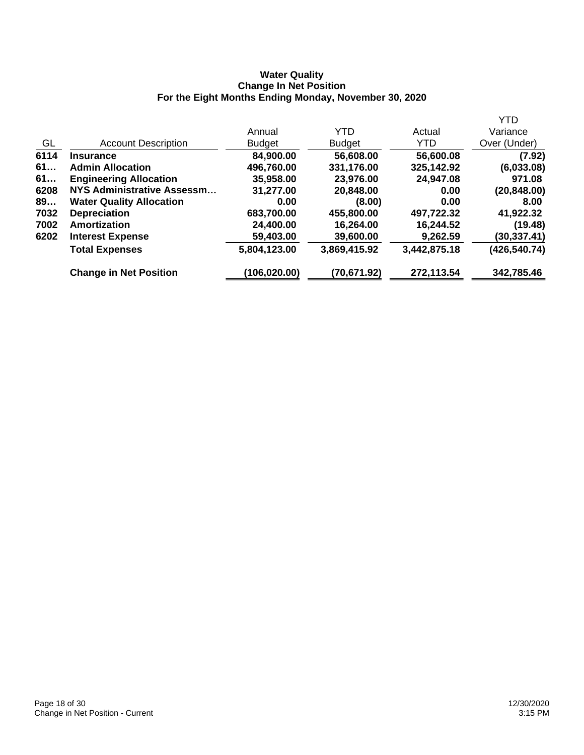**Water Quality**
**Change In Net Position**
**For the Eight Months Ending Monday, November 30, 2020**

| GL | Account Description | Annual Budget | YTD Budget | Actual YTD | YTD Variance Over (Under) |
|---|---|---|---|---|---|
| **6114** | **Insurance** | **84,900.00** | **56,608.00** | **56,600.08** | **(7.92)** |
| **61…** | **Admin Allocation** | **496,760.00** | **331,176.00** | **325,142.92** | **(6,033.08)** |
| **61…** | **Engineering Allocation** | **35,958.00** | **23,976.00** | **24,947.08** | **971.08** |
| **6208** | **NYS Administrative Assessm…** | **31,277.00** | **20,848.00** | **0.00** | **(20,848.00)** |
| **89…** | **Water Quality Allocation** | **0.00** | **(8.00)** | **0.00** | **8.00** |
| **7032** | **Depreciation** | **683,700.00** | **455,800.00** | **497,722.32** | **41,922.32** |
| **7002** | **Amortization** | **24,400.00** | **16,264.00** | **16,244.52** | **(19.48)** |
| **6202** | **Interest Expense** | **59,403.00** | **39,600.00** | **9,262.59** | **(30,337.41)** |
| | **Total Expenses** | **5,804,123.00** | **3,869,415.92** | **3,442,875.18** | **(426,540.74)** |
| | **Change in Net Position** | **(106,020.00)** | **(70,671.92)** | **272,113.54** | **342,785.46** |

Change in Net Position - Current

12/30/2020
3:15 PM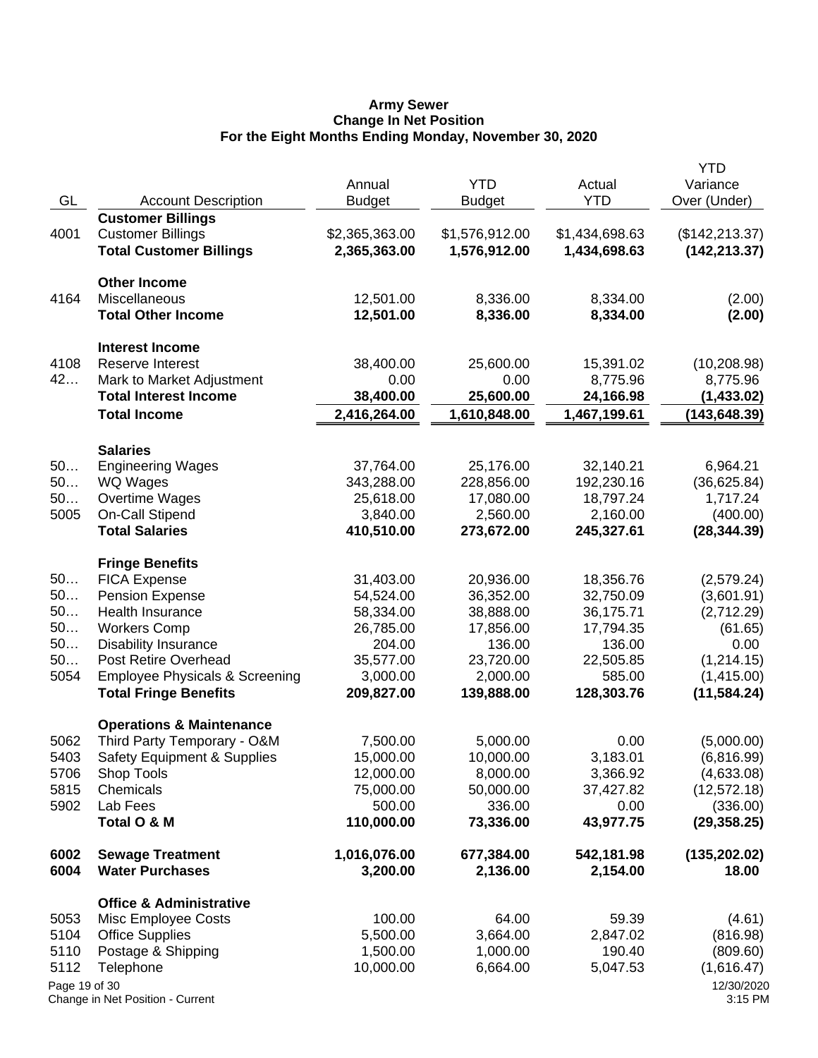**Army Sewer**
**Change In Net Position**
**For the Eight Months Ending Monday, November 30, 2020**

| GL | Account Description | Annual Budget | YTD Budget | Actual YTD | YTD Variance Over (Under) |
|---|---|---|---|---|---|
| | **Customer Billings** | | | | |
| 4001 | Customer Billings | $2,365,363.00 | $1,576,912.00 | $1,434,698.63 | ($142,213.37) |
| | **Total Customer Billings** | **2,365,363.00** | **1,576,912.00** | **1,434,698.63** | **(142,213.37)** |
| | | | | | |
| | **Other Income** | | | | |
| 4164 | Miscellaneous | 12,501.00 | 8,336.00 | 8,334.00 | (2.00) |
| | **Total Other Income** | **12,501.00** | **8,336.00** | **8,334.00** | **(2.00)** |
| | | | | | |
| | **Interest Income** | | | | |
| 4108 | Reserve Interest | 38,400.00 | 25,600.00 | 15,391.02 | (10,208.98) |
| 42… | Mark to Market Adjustment | 0.00 | 0.00 | 8,775.96 | 8,775.96 |
| | **Total Interest Income** | **38,400.00** | **25,600.00** | **24,166.98** | **(1,433.02)** |
| | **Total Income** | **2,416,264.00** | **1,610,848.00** | **1,467,199.61** | **(143,648.39)** |
| | | | | | |
| | **Salaries** | | | | |
| 50… | Engineering Wages | 37,764.00 | 25,176.00 | 32,140.21 | 6,964.21 |
| 50… | WQ Wages | 343,288.00 | 228,856.00 | 192,230.16 | (36,625.84) |
| 50… | Overtime Wages | 25,618.00 | 17,080.00 | 18,797.24 | 1,717.24 |
| 5005 | On-Call Stipend | 3,840.00 | 2,560.00 | 2,160.00 | (400.00) |
| | **Total Salaries** | **410,510.00** | **273,672.00** | **245,327.61** | **(28,344.39)** |
| | | | | | |
| | **Fringe Benefits** | | | | |
| 50… | FICA Expense | 31,403.00 | 20,936.00 | 18,356.76 | (2,579.24) |
| 50… | Pension Expense | 54,524.00 | 36,352.00 | 32,750.09 | (3,601.91) |
| 50… | Health Insurance | 58,334.00 | 38,888.00 | 36,175.71 | (2,712.29) |
| 50… | Workers Comp | 26,785.00 | 17,856.00 | 17,794.35 | (61.65) |
| 50… | Disability Insurance | 204.00 | 136.00 | 136.00 | 0.00 |
| 50… | Post Retire Overhead | 35,577.00 | 23,720.00 | 22,505.85 | (1,214.15) |
| 5054 | Employee Physicals & Screening | 3,000.00 | 2,000.00 | 585.00 | (1,415.00) |
| | **Total Fringe Benefits** | **209,827.00** | **139,888.00** | **128,303.76** | **(11,584.24)** |
| | | | | | |
| | **Operations & Maintenance** | | | | |
| 5062 | Third Party Temporary - O&M | 7,500.00 | 5,000.00 | 0.00 | (5,000.00) |
| 5403 | Safety Equipment & Supplies | 15,000.00 | 10,000.00 | 3,183.01 | (6,816.99) |
| 5706 | Shop Tools | 12,000.00 | 8,000.00 | 3,366.92 | (4,633.08) |
| 5815 | Chemicals | 75,000.00 | 50,000.00 | 37,427.82 | (12,572.18) |
| 5902 | Lab Fees | 500.00 | 336.00 | 0.00 | (336.00) |
| | **Total O & M** | **110,000.00** | **73,336.00** | **43,977.75** | **(29,358.25)** |
| | | | | | |
| **6002** | **Sewage Treatment** | **1,016,076.00** | **677,384.00** | **542,181.98** | **(135,202.02)** |
| **6004** | **Water Purchases** | **3,200.00** | **2,136.00** | **2,154.00** | **18.00** |
| | | | | | |
| | **Office & Administrative** | | | | |
| 5053 | Misc Employee Costs | 100.00 | 64.00 | 59.39 | (4.61) |
| 5104 | Office Supplies | 5,500.00 | 3,664.00 | 2,847.02 | (816.98) |
| 5110 | Postage & Shipping | 1,500.00 | 1,000.00 | 190.40 | (809.60) |
| 5112 | Telephone | 10,000.00 | 6,664.00 | 5,047.53 | (1,616.47) |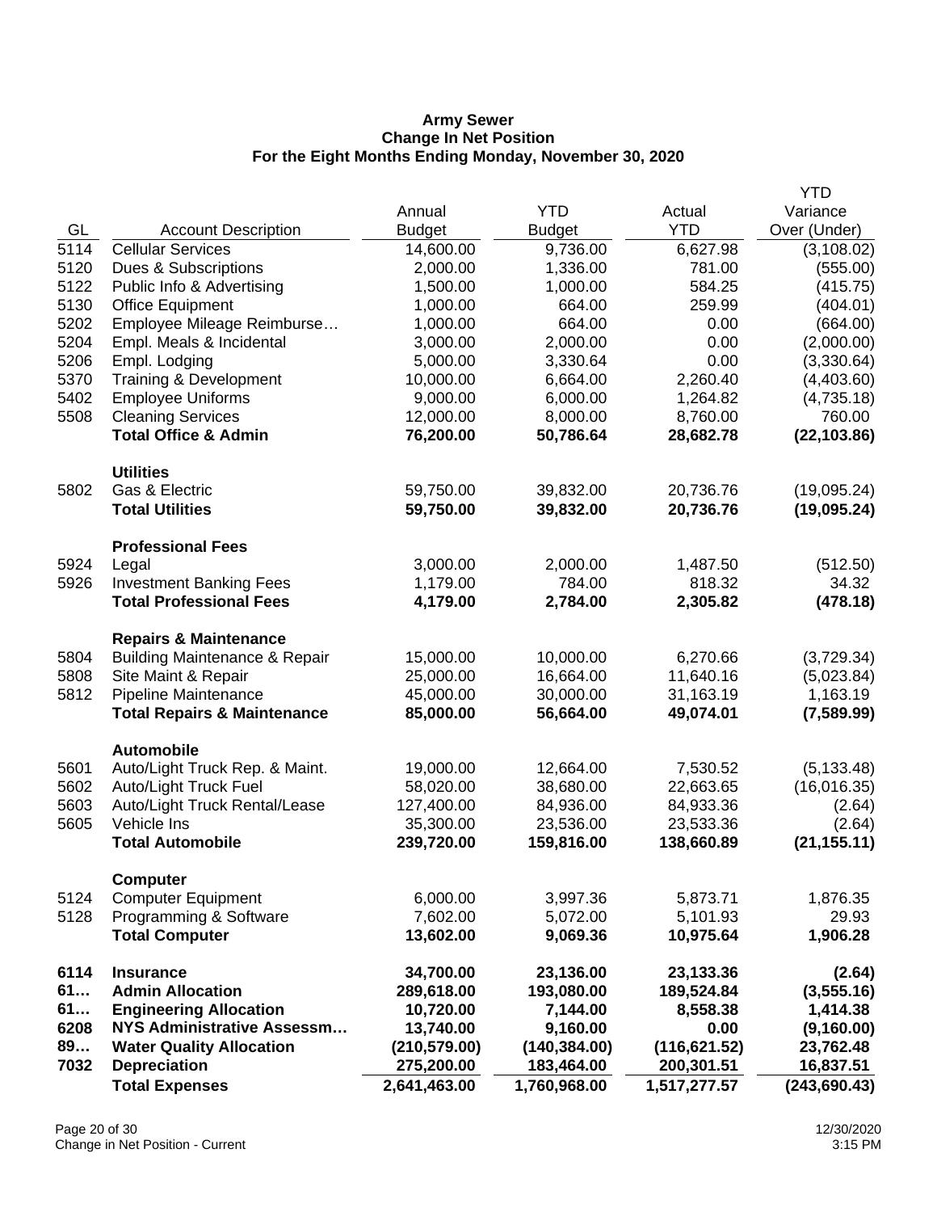# Army Sewer
## Change In Net Position
### For the Eight Months Ending Monday, November 30, 2020

| GL | Account Description | Annual Budget | YTD Budget | Actual YTD | YTD Variance Over (Under) |
|---|---|---|---|---|---|
| 5114 | Cellular Services | 14,600.00 | 9,736.00 | 6,627.98 | (3,108.02) |
| 5120 | Dues & Subscriptions | 2,000.00 | 1,336.00 | 781.00 | (555.00) |
| 5122 | Public Info & Advertising | 1,500.00 | 1,000.00 | 584.25 | (415.75) |
| 5130 | Office Equipment | 1,000.00 | 664.00 | 259.99 | (404.01) |
| 5202 | Employee Mileage Reimburse… | 1,000.00 | 664.00 | 0.00 | (664.00) |
| 5204 | Empl. Meals & Incidental | 3,000.00 | 2,000.00 | 0.00 | (2,000.00) |
| 5206 | Empl. Lodging | 5,000.00 | 3,330.64 | 0.00 | (3,330.64) |
| 5370 | Training & Development | 10,000.00 | 6,664.00 | 2,260.40 | (4,403.60) |
| 5402 | Employee Uniforms | 9,000.00 | 6,000.00 | 1,264.82 | (4,735.18) |
| 5508 | Cleaning Services | 12,000.00 | 8,000.00 | 8,760.00 | 760.00 |
| | **Total Office & Admin** | **76,200.00** | **50,786.64** | **28,682.78** | **(22,103.86)** |
| | **Utilities** | | | | |
| 5802 | Gas & Electric | 59,750.00 | 39,832.00 | 20,736.76 | (19,095.24) |
| | **Total Utilities** | **59,750.00** | **39,832.00** | **20,736.76** | **(19,095.24)** |
| | **Professional Fees** | | | | |
| 5924 | Legal | 3,000.00 | 2,000.00 | 1,487.50 | (512.50) |
| 5926 | Investment Banking Fees | 1,179.00 | 784.00 | 818.32 | 34.32 |
| | **Total Professional Fees** | **4,179.00** | **2,784.00** | **2,305.82** | **(478.18)** |
| | **Repairs & Maintenance** | | | | |
| 5804 | Building Maintenance & Repair | 15,000.00 | 10,000.00 | 6,270.66 | (3,729.34) |
| 5808 | Site Maint & Repair | 25,000.00 | 16,664.00 | 11,640.16 | (5,023.84) |
| 5812 | Pipeline Maintenance | 45,000.00 | 30,000.00 | 31,163.19 | 1,163.19 |
| | **Total Repairs & Maintenance** | **85,000.00** | **56,664.00** | **49,074.01** | **(7,589.99)** |
| | **Automobile** | | | | |
| 5601 | Auto/Light Truck Rep. & Maint. | 19,000.00 | 12,664.00 | 7,530.52 | (5,133.48) |
| 5602 | Auto/Light Truck Fuel | 58,020.00 | 38,680.00 | 22,663.65 | (16,016.35) |
| 5603 | Auto/Light Truck Rental/Lease | 127,400.00 | 84,936.00 | 84,933.36 | (2.64) |
| 5605 | Vehicle Ins | 35,300.00 | 23,536.00 | 23,533.36 | (2.64) |
| | **Total Automobile** | **239,720.00** | **159,816.00** | **138,660.89** | **(21,155.11)** |
| | **Computer** | | | | |
| 5124 | Computer Equipment | 6,000.00 | 3,997.36 | 5,873.71 | 1,876.35 |
| 5128 | Programming & Software | 7,602.00 | 5,072.00 | 5,101.93 | 29.93 |
| | **Total Computer** | **13,602.00** | **9,069.36** | **10,975.64** | **1,906.28** |
| **6114** | **Insurance** | **34,700.00** | **23,136.00** | **23,133.36** | **(2.64)** |
| **61…** | **Admin Allocation** | **289,618.00** | **193,080.00** | **189,524.84** | **(3,555.16)** |
| **61…** | **Engineering Allocation** | **10,720.00** | **7,144.00** | **8,558.38** | **1,414.38** |
| **6208** | **NYS Administrative Assessm…** | **13,740.00** | **9,160.00** | **0.00** | **(9,160.00)** |
| **89…** | **Water Quality Allocation** | **(210,579.00)** | **(140,384.00)** | **(116,621.52)** | **23,762.48** |
| **7032** | **Depreciation** | **275,200.00** | **183,464.00** | **200,301.51** | **16,837.51** |
| | **Total Expenses** | **2,641,463.00** | **1,760,968.00** | **1,517,277.57** | **(243,690.43)** |

Change in Net Position - Current

12/30/2020
3:15 PM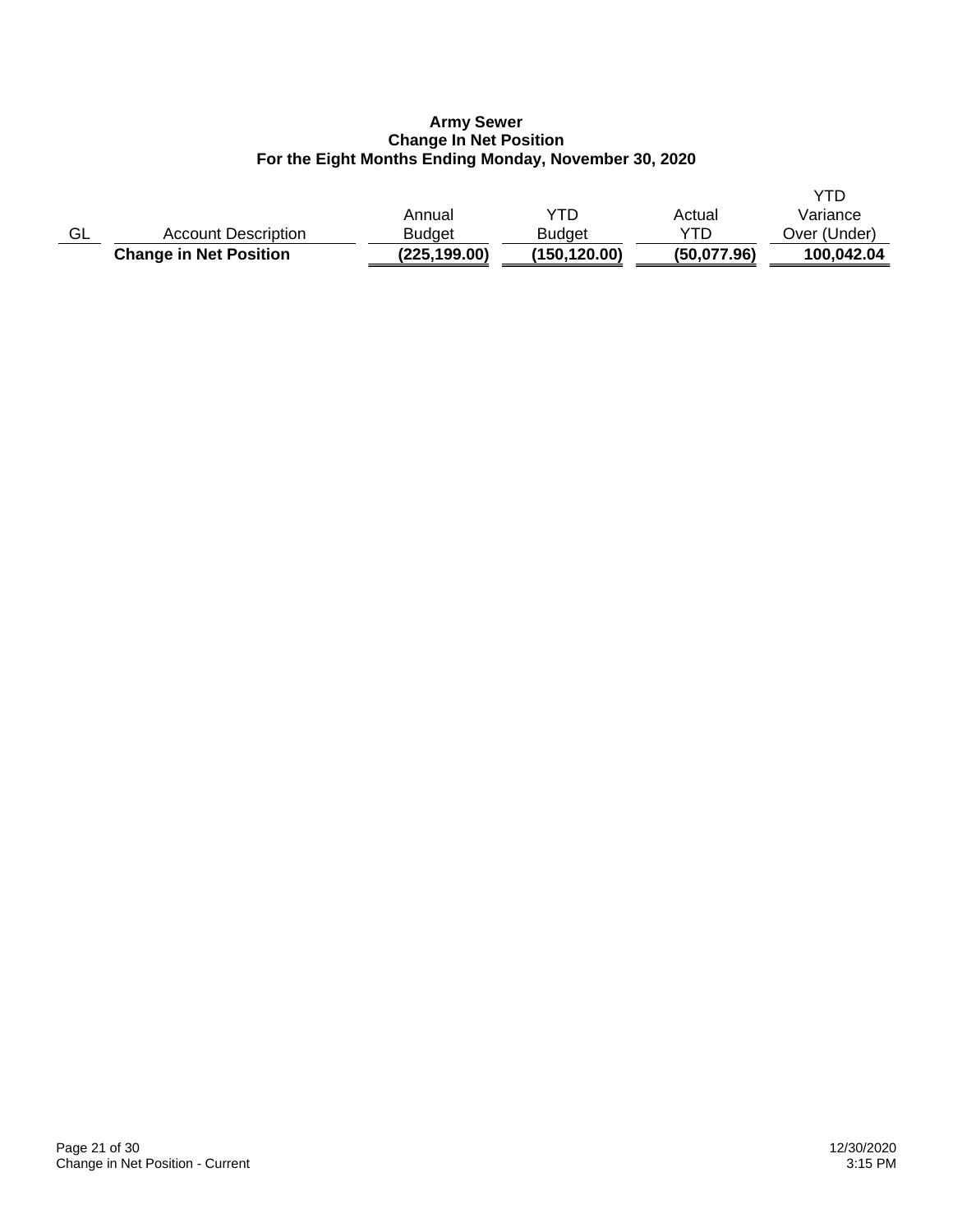# Army Sewer
## Change In Net Position
### For the Eight Months Ending Monday, November 30, 2020

| GL | Account Description | Annual Budget | YTD Budget | Actual YTD | YTD Variance Over (Under) |
|---|---|---|---|---|---|
| | **Change in Net Position** | **(225,199.00)** | **(150,120.00)** | **(50,077.96)** | **100,042.04** |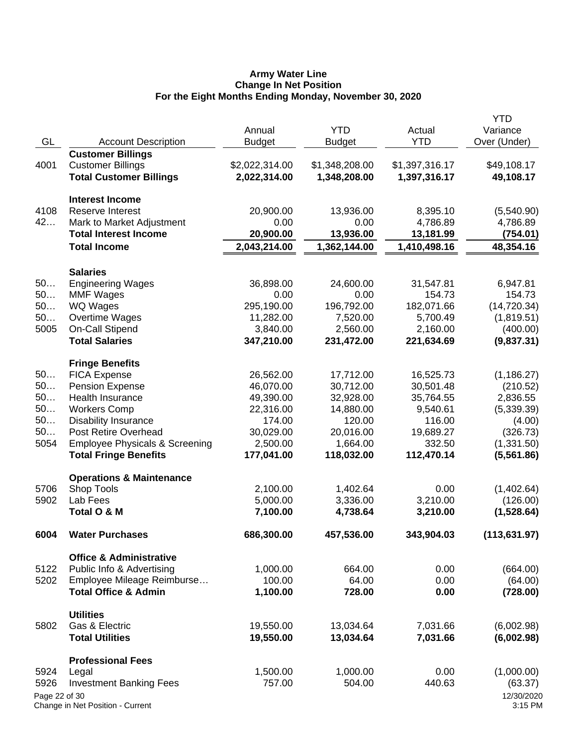**Army Water Line**
**Change In Net Position**
**For the Eight Months Ending Monday, November 30, 2020**

| GL | Account Description | Annual Budget | YTD Budget | Actual YTD | YTD Variance Over (Under) |
|---|---|---|---|---|---|
| | **Customer Billings** | | | | |
| 4001 | Customer Billings | $2,022,314.00 | $1,348,208.00 | $1,397,316.17 | $49,108.17 |
| | **Total Customer Billings** | **2,022,314.00** | **1,348,208.00** | **1,397,316.17** | **49,108.17** |
| | **Interest Income** | | | | |
| 4108 | Reserve Interest | 20,900.00 | 13,936.00 | 8,395.10 | (5,540.90) |
| 42… | Mark to Market Adjustment | 0.00 | 0.00 | 4,786.89 | 4,786.89 |
| | **Total Interest Income** | **20,900.00** | **13,936.00** | **13,181.99** | **(754.01)** |
| | **Total Income** | **2,043,214.00** | **1,362,144.00** | **1,410,498.16** | **48,354.16** |
| | **Salaries** | | | | |
| 50… | Engineering Wages | 36,898.00 | 24,600.00 | 31,547.81 | 6,947.81 |
| 50… | MMF Wages | 0.00 | 0.00 | 154.73 | 154.73 |
| 50… | WQ Wages | 295,190.00 | 196,792.00 | 182,071.66 | (14,720.34) |
| 50… | Overtime Wages | 11,282.00 | 7,520.00 | 5,700.49 | (1,819.51) |
| 5005 | On-Call Stipend | 3,840.00 | 2,560.00 | 2,160.00 | (400.00) |
| | **Total Salaries** | **347,210.00** | **231,472.00** | **221,634.69** | **(9,837.31)** |
| | **Fringe Benefits** | | | | |
| 50… | FICA Expense | 26,562.00 | 17,712.00 | 16,525.73 | (1,186.27) |
| 50… | Pension Expense | 46,070.00 | 30,712.00 | 30,501.48 | (210.52) |
| 50… | Health Insurance | 49,390.00 | 32,928.00 | 35,764.55 | 2,836.55 |
| 50… | Workers Comp | 22,316.00 | 14,880.00 | 9,540.61 | (5,339.39) |
| 50… | Disability Insurance | 174.00 | 120.00 | 116.00 | (4.00) |
| 50… | Post Retire Overhead | 30,029.00 | 20,016.00 | 19,689.27 | (326.73) |
| 5054 | Employee Physicals & Screening | 2,500.00 | 1,664.00 | 332.50 | (1,331.50) |
| | **Total Fringe Benefits** | **177,041.00** | **118,032.00** | **112,470.14** | **(5,561.86)** |
| | **Operations & Maintenance** | | | | |
| 5706 | Shop Tools | 2,100.00 | 1,402.64 | 0.00 | (1,402.64) |
| 5902 | Lab Fees | 5,000.00 | 3,336.00 | 3,210.00 | (126.00) |
| | **Total O & M** | **7,100.00** | **4,738.64** | **3,210.00** | **(1,528.64)** |
| **6004** | **Water Purchases** | **686,300.00** | **457,536.00** | **343,904.03** | **(113,631.97)** |
| | **Office & Administrative** | | | | |
| 5122 | Public Info & Advertising | 1,000.00 | 664.00 | 0.00 | (664.00) |
| 5202 | Employee Mileage Reimburse… | 100.00 | 64.00 | 0.00 | (64.00) |
| | **Total Office & Admin** | **1,100.00** | **728.00** | **0.00** | **(728.00)** |
| | **Utilities** | | | | |
| 5802 | Gas & Electric | 19,550.00 | 13,034.64 | 7,031.66 | (6,002.98) |
| | **Total Utilities** | **19,550.00** | **13,034.64** | **7,031.66** | **(6,002.98)** |
| | **Professional Fees** | | | | |
| 5924 | Legal | 1,500.00 | 1,000.00 | 0.00 | (1,000.00) |
| 5926 | Investment Banking Fees | 757.00 | 504.00 | 440.63 | (63.37) |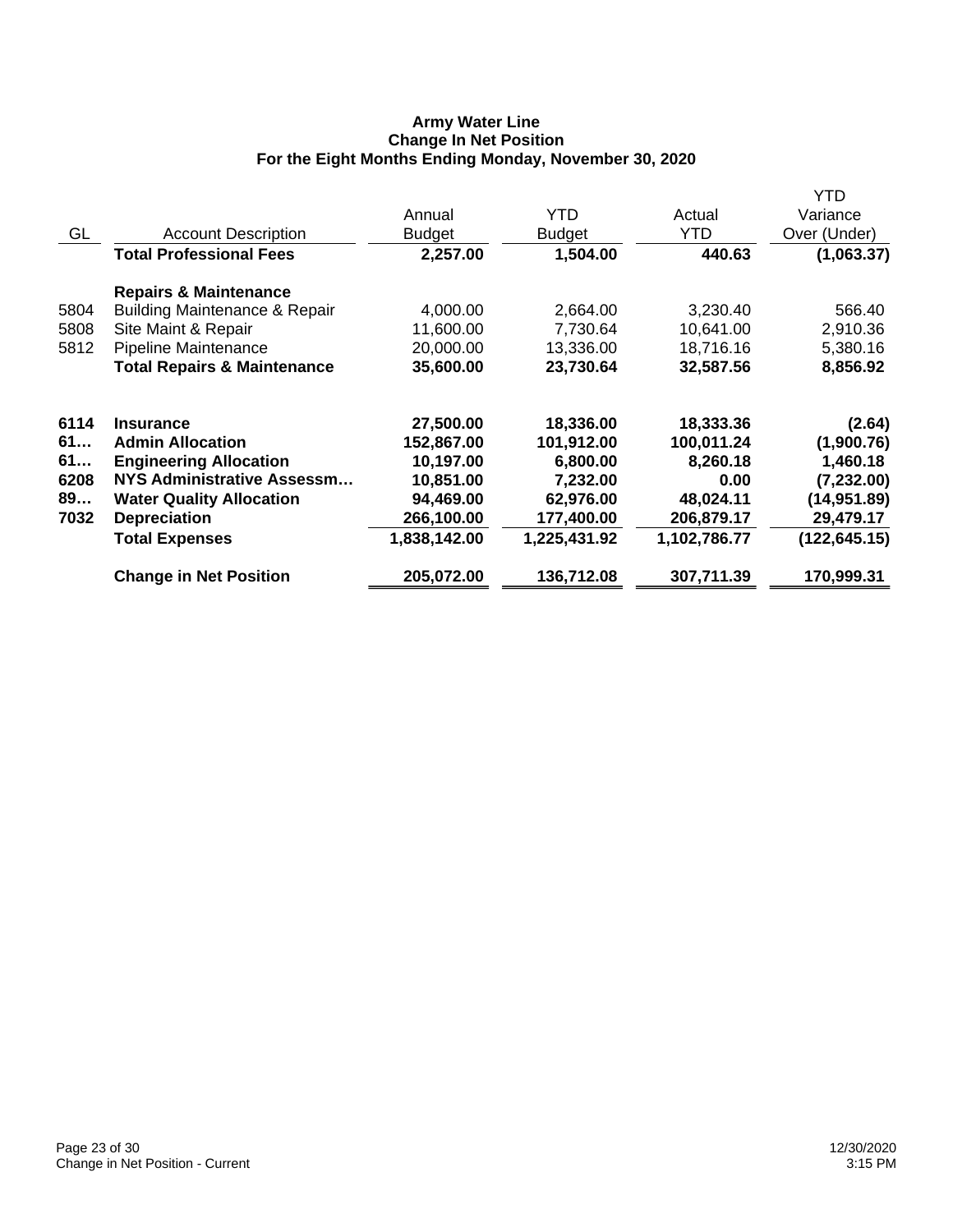**Army Water Line**
**Change In Net Position**
**For the Eight Months Ending Monday, November 30, 2020**

| GL | Account Description | Annual Budget | YTD Budget | Actual YTD | YTD Variance Over (Under) |
|---|---|---|---|---|---|
| | **Total Professional Fees** | **2,257.00** | **1,504.00** | **440.63** | **(1,063.37)** |
| | **Repairs & Maintenance** | | | | |
| 5804 | Building Maintenance & Repair | 4,000.00 | 2,664.00 | 3,230.40 | 566.40 |
| 5808 | Site Maint & Repair | 11,600.00 | 7,730.64 | 10,641.00 | 2,910.36 |
| 5812 | Pipeline Maintenance | 20,000.00 | 13,336.00 | 18,716.16 | 5,380.16 |
| | **Total Repairs & Maintenance** | **35,600.00** | **23,730.64** | **32,587.56** | **8,856.92** |
| **6114** | **Insurance** | **27,500.00** | **18,336.00** | **18,333.36** | **(2.64)** |
| **61…** | **Admin Allocation** | **152,867.00** | **101,912.00** | **100,011.24** | **(1,900.76)** |
| **61…** | **Engineering Allocation** | **10,197.00** | **6,800.00** | **8,260.18** | **1,460.18** |
| **6208** | **NYS Administrative Assessm…** | **10,851.00** | **7,232.00** | **0.00** | **(7,232.00)** |
| **89…** | **Water Quality Allocation** | **94,469.00** | **62,976.00** | **48,024.11** | **(14,951.89)** |
| **7032** | **Depreciation** | **266,100.00** | **177,400.00** | **206,879.17** | **29,479.17** |
| | **Total Expenses** | **1,838,142.00** | **1,225,431.92** | **1,102,786.77** | **(122,645.15)** |
| | **Change in Net Position** | **205,072.00** | **136,712.08** | **307,711.39** | **170,999.31** |

Change in Net Position - Current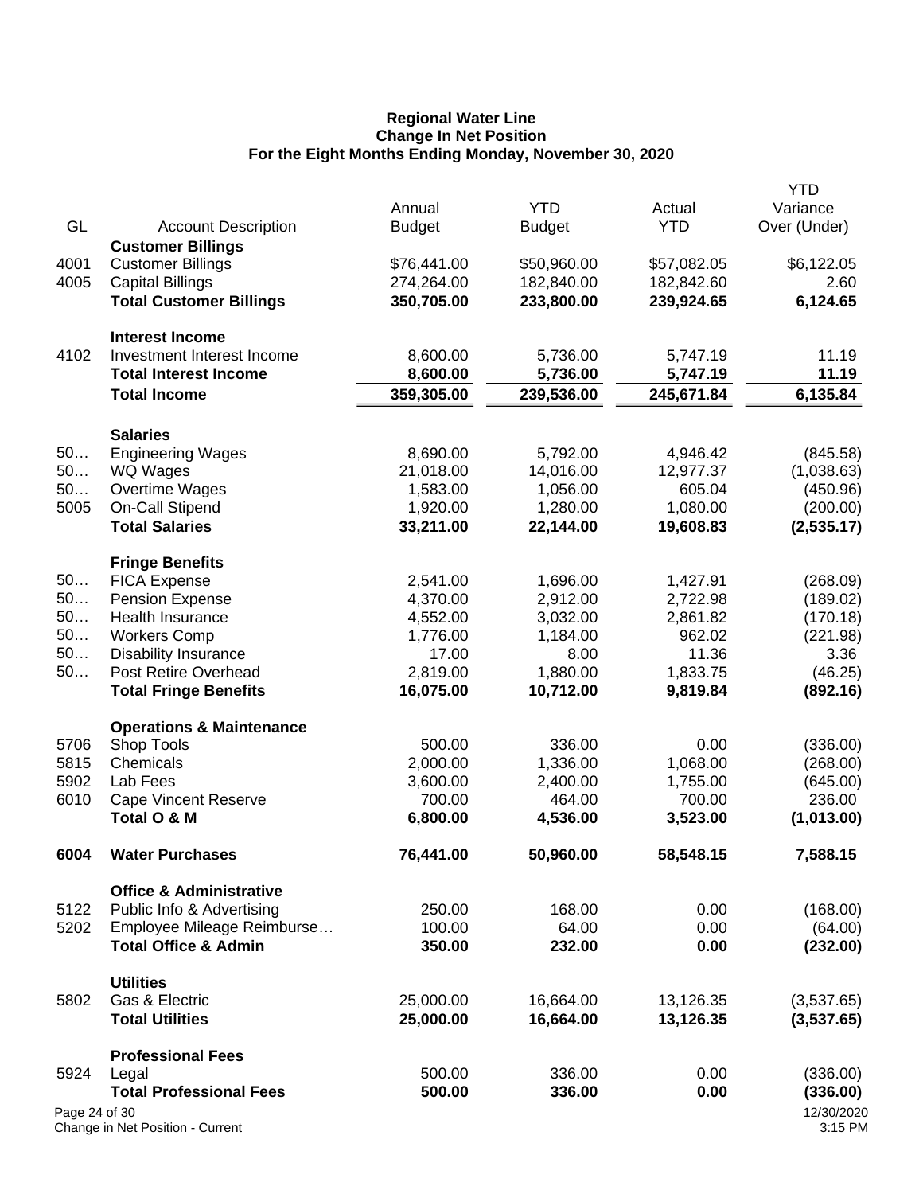**Regional Water Line**
**Change In Net Position**
**For the Eight Months Ending Monday, November 30, 2020**

| GL | Account Description | Annual Budget | YTD Budget | Actual YTD | YTD Variance Over (Under) |
|---|---|---|---|---|---|
| | **Customer Billings** | | | | |
| 4001 | Customer Billings | $76,441.00 | $50,960.00 | $57,082.05 | $6,122.05 |
| 4005 | Capital Billings | 274,264.00 | 182,840.00 | 182,842.60 | 2.60 |
| | **Total Customer Billings** | **350,705.00** | **233,800.00** | **239,924.65** | **6,124.65** |
| | **Interest Income** | | | | |
| 4102 | Investment Interest Income | 8,600.00 | 5,736.00 | 5,747.19 | 11.19 |
| | **Total Interest Income** | **8,600.00** | **5,736.00** | **5,747.19** | **11.19** |
| | **Total Income** | **359,305.00** | **239,536.00** | **245,671.84** | **6,135.84** |
| | **Salaries** | | | | |
| 50… | Engineering Wages | 8,690.00 | 5,792.00 | 4,946.42 | (845.58) |
| 50… | WQ Wages | 21,018.00 | 14,016.00 | 12,977.37 | (1,038.63) |
| 50… | Overtime Wages | 1,583.00 | 1,056.00 | 605.04 | (450.96) |
| 5005 | On-Call Stipend | 1,920.00 | 1,280.00 | 1,080.00 | (200.00) |
| | **Total Salaries** | **33,211.00** | **22,144.00** | **19,608.83** | **(2,535.17)** |
| | **Fringe Benefits** | | | | |
| 50… | FICA Expense | 2,541.00 | 1,696.00 | 1,427.91 | (268.09) |
| 50… | Pension Expense | 4,370.00 | 2,912.00 | 2,722.98 | (189.02) |
| 50… | Health Insurance | 4,552.00 | 3,032.00 | 2,861.82 | (170.18) |
| 50… | Workers Comp | 1,776.00 | 1,184.00 | 962.02 | (221.98) |
| 50… | Disability Insurance | 17.00 | 8.00 | 11.36 | 3.36 |
| 50… | Post Retire Overhead | 2,819.00 | 1,880.00 | 1,833.75 | (46.25) |
| | **Total Fringe Benefits** | **16,075.00** | **10,712.00** | **9,819.84** | **(892.16)** |
| | **Operations & Maintenance** | | | | |
| 5706 | Shop Tools | 500.00 | 336.00 | 0.00 | (336.00) |
| 5815 | Chemicals | 2,000.00 | 1,336.00 | 1,068.00 | (268.00) |
| 5902 | Lab Fees | 3,600.00 | 2,400.00 | 1,755.00 | (645.00) |
| 6010 | Cape Vincent Reserve | 700.00 | 464.00 | 700.00 | 236.00 |
| | **Total O & M** | **6,800.00** | **4,536.00** | **3,523.00** | **(1,013.00)** |
| **6004** | **Water Purchases** | **76,441.00** | **50,960.00** | **58,548.15** | **7,588.15** |
| | **Office & Administrative** | | | | |
| 5122 | Public Info & Advertising | 250.00 | 168.00 | 0.00 | (168.00) |
| 5202 | Employee Mileage Reimburse… | 100.00 | 64.00 | 0.00 | (64.00) |
| | **Total Office & Admin** | **350.00** | **232.00** | **0.00** | **(232.00)** |
| | **Utilities** | | | | |
| 5802 | Gas & Electric | 25,000.00 | 16,664.00 | 13,126.35 | (3,537.65) |
| | **Total Utilities** | **25,000.00** | **16,664.00** | **13,126.35** | **(3,537.65)** |
| | **Professional Fees** | | | | |
| 5924 | Legal | 500.00 | 336.00 | 0.00 | (336.00) |
| | **Total Professional Fees** | **500.00** | **336.00** | **0.00** | **(336.00)** |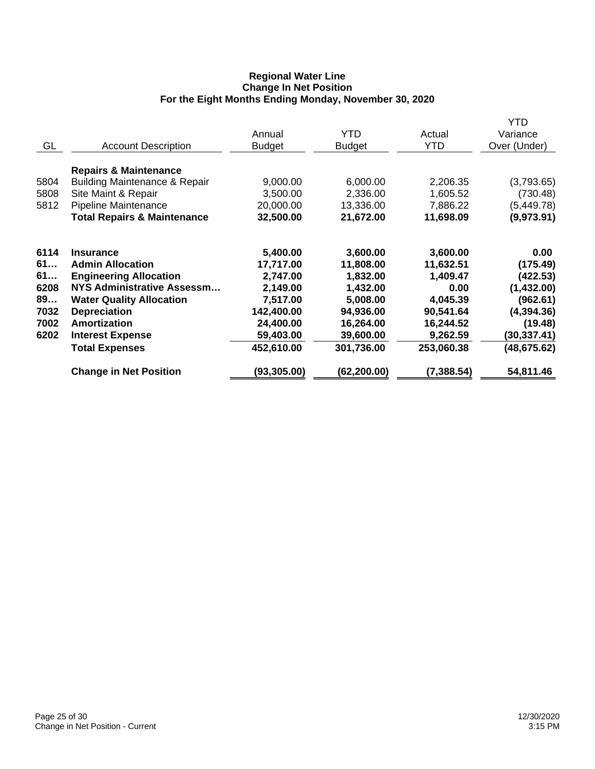**Regional Water Line**
**Change In Net Position**
**For the Eight Months Ending Monday, November 30, 2020**

| GL | Account Description | Annual Budget | YTD Budget | Actual YTD | YTD Variance Over (Under) |
|---|---|---|---|---|---|
| | **Repairs & Maintenance** | | | | |
| 5804 | Building Maintenance & Repair | 9,000.00 | 6,000.00 | 2,206.35 | (3,793.65) |
| 5808 | Site Maint & Repair | 3,500.00 | 2,336.00 | 1,605.52 | (730.48) |
| 5812 | Pipeline Maintenance | 20,000.00 | 13,336.00 | 7,886.22 | (5,449.78) |
| | **Total Repairs & Maintenance** | **32,500.00** | **21,672.00** | **11,698.09** | **(9,973.91)** |
| **6114** | **Insurance** | **5,400.00** | **3,600.00** | **3,600.00** | **0.00** |
| **61…** | **Admin Allocation** | **17,717.00** | **11,808.00** | **11,632.51** | **(175.49)** |
| **61…** | **Engineering Allocation** | **2,747.00** | **1,832.00** | **1,409.47** | **(422.53)** |
| **6208** | **NYS Administrative Assessm…** | **2,149.00** | **1,432.00** | **0.00** | **(1,432.00)** |
| **89…** | **Water Quality Allocation** | **7,517.00** | **5,008.00** | **4,045.39** | **(962.61)** |
| **7032** | **Depreciation** | **142,400.00** | **94,936.00** | **90,541.64** | **(4,394.36)** |
| **7002** | **Amortization** | **24,400.00** | **16,264.00** | **16,244.52** | **(19.48)** |
| **6202** | **Interest Expense** | **59,403.00** | **39,600.00** | **9,262.59** | **(30,337.41)** |
| | **Total Expenses** | **452,610.00** | **301,736.00** | **253,060.38** | **(48,675.62)** |
| | **Change in Net Position** | **(93,305.00)** | **(62,200.00)** | **(7,388.54)** | **54,811.46** |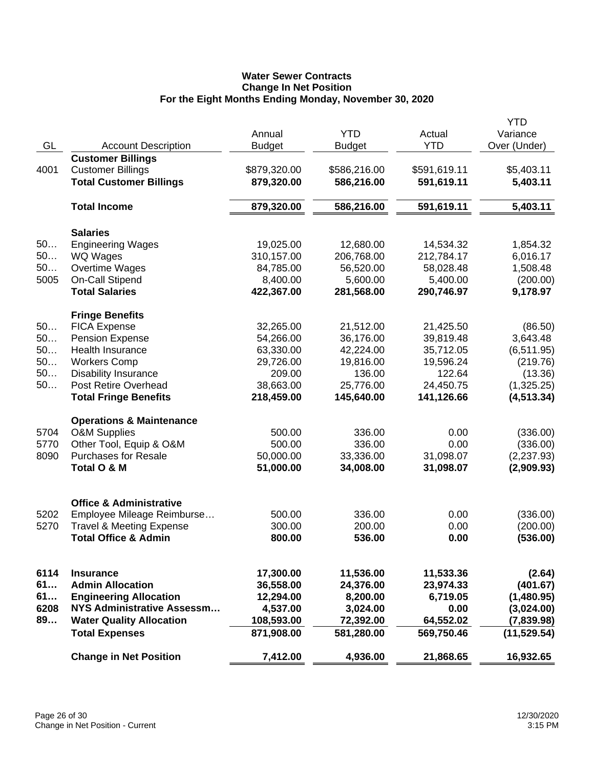# Water Sewer Contracts
## Change In Net Position
### For the Eight Months Ending Monday, November 30, 2020

| GL | Account Description | Annual Budget | YTD Budget | Actual YTD | YTD Variance Over (Under) |
|---|---|---|---|---|---|
| | **Customer Billings** | | | | |
| 4001 | Customer Billings | $879,320.00 | $586,216.00 | $591,619.11 | $5,403.11 |
| | **Total Customer Billings** | **879,320.00** | **586,216.00** | **591,619.11** | **5,403.11** |
| | **Total Income** | **879,320.00** | **586,216.00** | **591,619.11** | **5,403.11** |
| | **Salaries** | | | | |
| 50… | Engineering Wages | 19,025.00 | 12,680.00 | 14,534.32 | 1,854.32 |
| 50… | WQ Wages | 310,157.00 | 206,768.00 | 212,784.17 | 6,016.17 |
| 50… | Overtime Wages | 84,785.00 | 56,520.00 | 58,028.48 | 1,508.48 |
| 5005 | On-Call Stipend | 8,400.00 | 5,600.00 | 5,400.00 | (200.00) |
| | **Total Salaries** | **422,367.00** | **281,568.00** | **290,746.97** | **9,178.97** |
| | **Fringe Benefits** | | | | |
| 50… | FICA Expense | 32,265.00 | 21,512.00 | 21,425.50 | (86.50) |
| 50… | Pension Expense | 54,266.00 | 36,176.00 | 39,819.48 | 3,643.48 |
| 50… | Health Insurance | 63,330.00 | 42,224.00 | 35,712.05 | (6,511.95) |
| 50… | Workers Comp | 29,726.00 | 19,816.00 | 19,596.24 | (219.76) |
| 50… | Disability Insurance | 209.00 | 136.00 | 122.64 | (13.36) |
| 50… | Post Retire Overhead | 38,663.00 | 25,776.00 | 24,450.75 | (1,325.25) |
| | **Total Fringe Benefits** | **218,459.00** | **145,640.00** | **141,126.66** | **(4,513.34)** |
| | **Operations & Maintenance** | | | | |
| 5704 | O&M Supplies | 500.00 | 336.00 | 0.00 | (336.00) |
| 5770 | Other Tool, Equip & O&M | 500.00 | 336.00 | 0.00 | (336.00) |
| 8090 | Purchases for Resale | 50,000.00 | 33,336.00 | 31,098.07 | (2,237.93) |
| | **Total O & M** | **51,000.00** | **34,008.00** | **31,098.07** | **(2,909.93)** |
| | **Office & Administrative** | | | | |
| 5202 | Employee Mileage Reimburse… | 500.00 | 336.00 | 0.00 | (336.00) |
| 5270 | Travel & Meeting Expense | 300.00 | 200.00 | 0.00 | (200.00) |
| | **Total Office & Admin** | **800.00** | **536.00** | **0.00** | **(536.00)** |
| **6114** | **Insurance** | **17,300.00** | **11,536.00** | **11,533.36** | **(2.64)** |
| **61…** | **Admin Allocation** | **36,558.00** | **24,376.00** | **23,974.33** | **(401.67)** |
| **61…** | **Engineering Allocation** | **12,294.00** | **8,200.00** | **6,719.05** | **(1,480.95)** |
| **6208** | **NYS Administrative Assessm…** | **4,537.00** | **3,024.00** | **0.00** | **(3,024.00)** |
| **89…** | **Water Quality Allocation** | **108,593.00** | **72,392.00** | **64,552.02** | **(7,839.98)** |
| | **Total Expenses** | **871,908.00** | **581,280.00** | **569,750.46** | **(11,529.54)** |
| | **Change in Net Position** | **7,412.00** | **4,936.00** | **21,868.65** | **16,932.65** |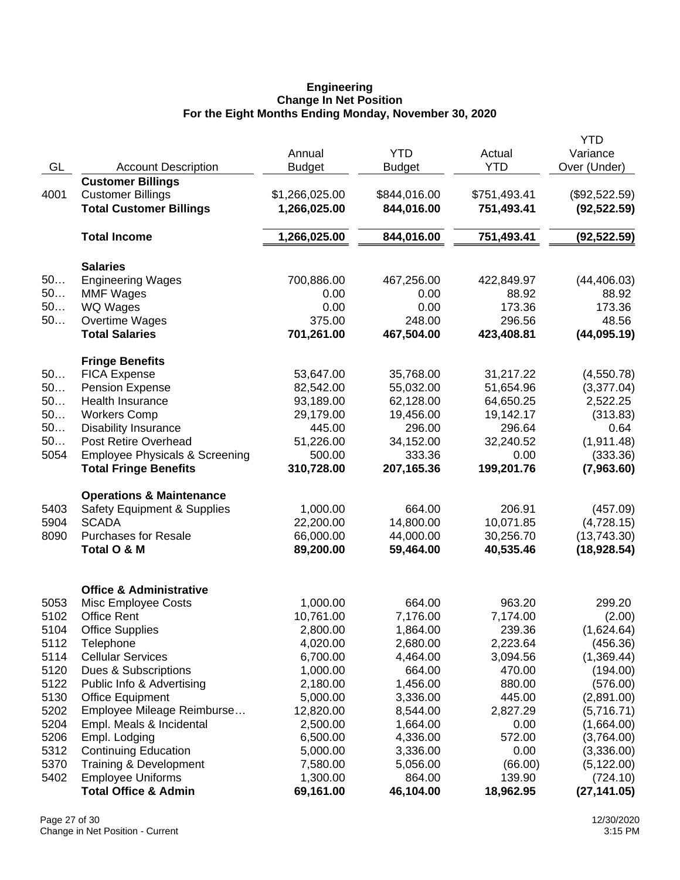**Engineering**
**Change In Net Position**
**For the Eight Months Ending Monday, November 30, 2020**

| GL | Account Description | Annual Budget | YTD Budget | Actual YTD | YTD Variance Over (Under) |
|---|---|---|---|---|---|
| | **Customer Billings** | | | | |
| 4001 | Customer Billings | $1,266,025.00 | $844,016.00 | $751,493.41 | ($92,522.59) |
| | **Total Customer Billings** | **1,266,025.00** | **844,016.00** | **751,493.41** | **(92,522.59)** |
| | **Total Income** | **1,266,025.00** | **844,016.00** | **751,493.41** | **(92,522.59)** |
| | **Salaries** | | | | |
| 50… | Engineering Wages | 700,886.00 | 467,256.00 | 422,849.97 | (44,406.03) |
| 50… | MMF Wages | 0.00 | 0.00 | 88.92 | 88.92 |
| 50… | WQ Wages | 0.00 | 0.00 | 173.36 | 173.36 |
| 50… | Overtime Wages | 375.00 | 248.00 | 296.56 | 48.56 |
| | **Total Salaries** | **701,261.00** | **467,504.00** | **423,408.81** | **(44,095.19)** |
| | **Fringe Benefits** | | | | |
| 50… | FICA Expense | 53,647.00 | 35,768.00 | 31,217.22 | (4,550.78) |
| 50… | Pension Expense | 82,542.00 | 55,032.00 | 51,654.96 | (3,377.04) |
| 50… | Health Insurance | 93,189.00 | 62,128.00 | 64,650.25 | 2,522.25 |
| 50… | Workers Comp | 29,179.00 | 19,456.00 | 19,142.17 | (313.83) |
| 50… | Disability Insurance | 445.00 | 296.00 | 296.64 | 0.64 |
| 50… | Post Retire Overhead | 51,226.00 | 34,152.00 | 32,240.52 | (1,911.48) |
| 5054 | Employee Physicals & Screening | 500.00 | 333.36 | 0.00 | (333.36) |
| | **Total Fringe Benefits** | **310,728.00** | **207,165.36** | **199,201.76** | **(7,963.60)** |
| | **Operations & Maintenance** | | | | |
| 5403 | Safety Equipment & Supplies | 1,000.00 | 664.00 | 206.91 | (457.09) |
| 5904 | SCADA | 22,200.00 | 14,800.00 | 10,071.85 | (4,728.15) |
| 8090 | Purchases for Resale | 66,000.00 | 44,000.00 | 30,256.70 | (13,743.30) |
| | **Total O & M** | **89,200.00** | **59,464.00** | **40,535.46** | **(18,928.54)** |
| | **Office & Administrative** | | | | |
| 5053 | Misc Employee Costs | 1,000.00 | 664.00 | 963.20 | 299.20 |
| 5102 | Office Rent | 10,761.00 | 7,176.00 | 7,174.00 | (2.00) |
| 5104 | Office Supplies | 2,800.00 | 1,864.00 | 239.36 | (1,624.64) |
| 5112 | Telephone | 4,020.00 | 2,680.00 | 2,223.64 | (456.36) |
| 5114 | Cellular Services | 6,700.00 | 4,464.00 | 3,094.56 | (1,369.44) |
| 5120 | Dues & Subscriptions | 1,000.00 | 664.00 | 470.00 | (194.00) |
| 5122 | Public Info & Advertising | 2,180.00 | 1,456.00 | 880.00 | (576.00) |
| 5130 | Office Equipment | 5,000.00 | 3,336.00 | 445.00 | (2,891.00) |
| 5202 | Employee Mileage Reimburse… | 12,820.00 | 8,544.00 | 2,827.29 | (5,716.71) |
| 5204 | Empl. Meals & Incidental | 2,500.00 | 1,664.00 | 0.00 | (1,664.00) |
| 5206 | Empl. Lodging | 6,500.00 | 4,336.00 | 572.00 | (3,764.00) |
| 5312 | Continuing Education | 5,000.00 | 3,336.00 | 0.00 | (3,336.00) |
| 5370 | Training & Development | 7,580.00 | 5,056.00 | (66.00) | (5,122.00) |
| 5402 | Employee Uniforms | 1,300.00 | 864.00 | 139.90 | (724.10) |
| | **Total Office & Admin** | **69,161.00** | **46,104.00** | **18,962.95** | **(27,141.05)** |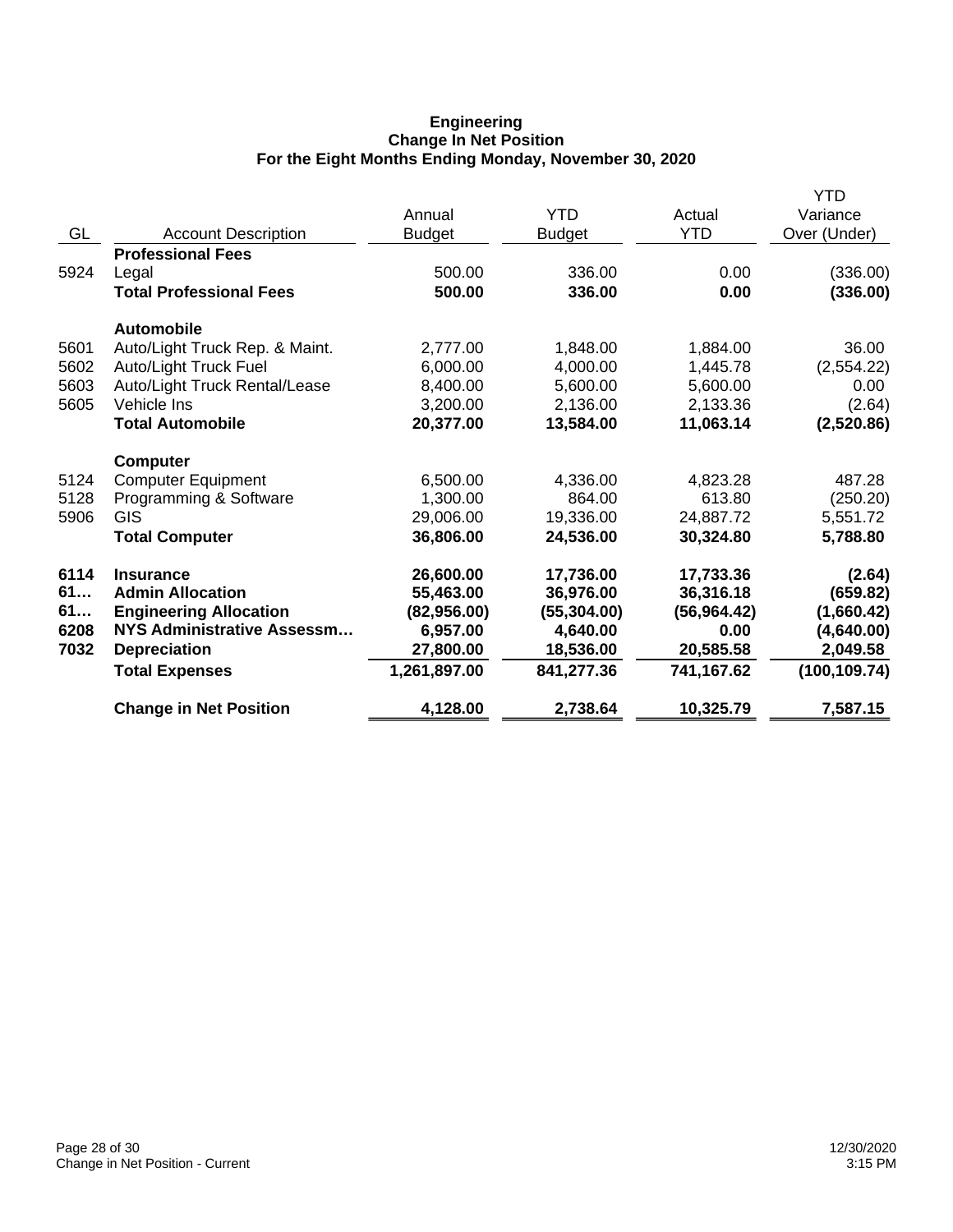**Engineering**
**Change In Net Position**
**For the Eight Months Ending Monday, November 30, 2020**

| GL | Account Description | Annual Budget | YTD Budget | Actual YTD | YTD Variance Over (Under) |
|---|---|---|---|---|---|
| | **Professional Fees** | | | | |
| 5924 | Legal | 500.00 | 336.00 | 0.00 | (336.00) |
| | **Total Professional Fees** | **500.00** | **336.00** | **0.00** | **(336.00)** |
| | **Automobile** | | | | |
| 5601 | Auto/Light Truck Rep. & Maint. | 2,777.00 | 1,848.00 | 1,884.00 | 36.00 |
| 5602 | Auto/Light Truck Fuel | 6,000.00 | 4,000.00 | 1,445.78 | (2,554.22) |
| 5603 | Auto/Light Truck Rental/Lease | 8,400.00 | 5,600.00 | 5,600.00 | 0.00 |
| 5605 | Vehicle Ins | 3,200.00 | 2,136.00 | 2,133.36 | (2.64) |
| | **Total Automobile** | **20,377.00** | **13,584.00** | **11,063.14** | **(2,520.86)** |
| | **Computer** | | | | |
| 5124 | Computer Equipment | 6,500.00 | 4,336.00 | 4,823.28 | 487.28 |
| 5128 | Programming & Software | 1,300.00 | 864.00 | 613.80 | (250.20) |
| 5906 | GIS | 29,006.00 | 19,336.00 | 24,887.72 | 5,551.72 |
| | **Total Computer** | **36,806.00** | **24,536.00** | **30,324.80** | **5,788.80** |
| **6114** | **Insurance** | **26,600.00** | **17,736.00** | **17,733.36** | **(2.64)** |
| **61…** | **Admin Allocation** | **55,463.00** | **36,976.00** | **36,316.18** | **(659.82)** |
| **61…** | **Engineering Allocation** | **(82,956.00)** | **(55,304.00)** | **(56,964.42)** | **(1,660.42)** |
| **6208** | **NYS Administrative Assessm…** | **6,957.00** | **4,640.00** | **0.00** | **(4,640.00)** |
| **7032** | **Depreciation** | **27,800.00** | **18,536.00** | **20,585.58** | **2,049.58** |
| | **Total Expenses** | **1,261,897.00** | **841,277.36** | **741,167.62** | **(100,109.74)** |
| | **Change in Net Position** | **4,128.00** | **2,738.64** | **10,325.79** | **7,587.15** |

Change in Net Position - Current

12/30/2020
3:15 PM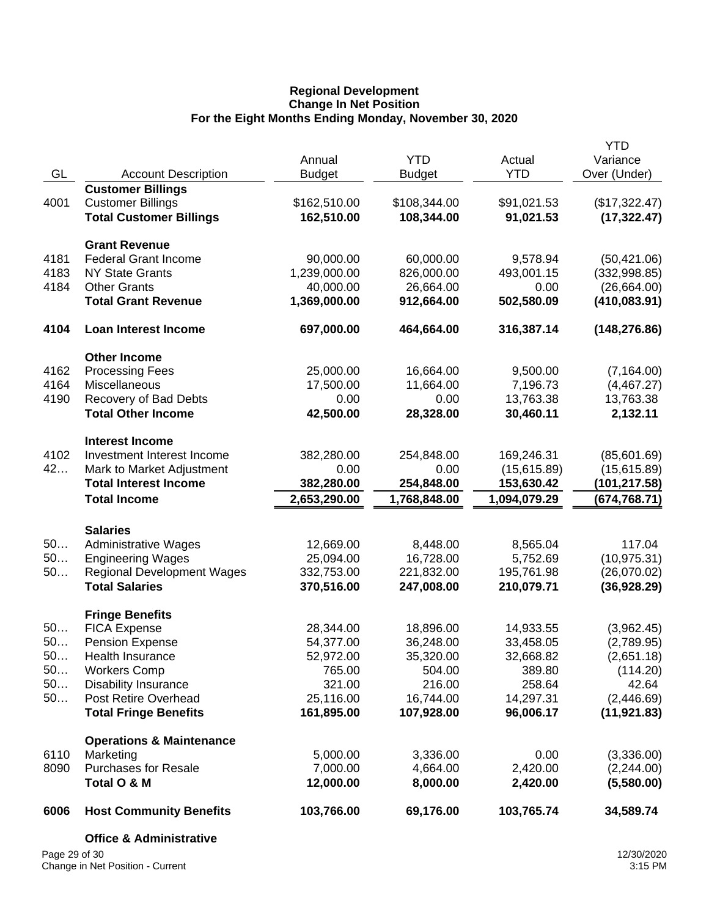**Regional Development**
**Change In Net Position**
**For the Eight Months Ending Monday, November 30, 2020**

| GL | Account Description | Annual Budget | YTD Budget | Actual YTD | YTD Variance Over (Under) |
|---|---|---|---|---|---|
| | **Customer Billings** | | | | |
| 4001 | Customer Billings | $162,510.00 | $108,344.00 | $91,021.53 | ($17,322.47) |
| | **Total Customer Billings** | **162,510.00** | **108,344.00** | **91,021.53** | **(17,322.47)** |
| | **Grant Revenue** | | | | |
| 4181 | Federal Grant Income | 90,000.00 | 60,000.00 | 9,578.94 | (50,421.06) |
| 4183 | NY State Grants | 1,239,000.00 | 826,000.00 | 493,001.15 | (332,998.85) |
| 4184 | Other Grants | 40,000.00 | 26,664.00 | 0.00 | (26,664.00) |
| | **Total Grant Revenue** | **1,369,000.00** | **912,664.00** | **502,580.09** | **(410,083.91)** |
| **4104** | **Loan Interest Income** | **697,000.00** | **464,664.00** | **316,387.14** | **(148,276.86)** |
| | **Other Income** | | | | |
| 4162 | Processing Fees | 25,000.00 | 16,664.00 | 9,500.00 | (7,164.00) |
| 4164 | Miscellaneous | 17,500.00 | 11,664.00 | 7,196.73 | (4,467.27) |
| 4190 | Recovery of Bad Debts | 0.00 | 0.00 | 13,763.38 | 13,763.38 |
| | **Total Other Income** | **42,500.00** | **28,328.00** | **30,460.11** | **2,132.11** |
| | **Interest Income** | | | | |
| 4102 | Investment Interest Income | 382,280.00 | 254,848.00 | 169,246.31 | (85,601.69) |
| 42… | Mark to Market Adjustment | 0.00 | 0.00 | (15,615.89) | (15,615.89) |
| | **Total Interest Income** | **382,280.00** | **254,848.00** | **153,630.42** | **(101,217.58)** |
| | **Total Income** | **2,653,290.00** | **1,768,848.00** | **1,094,079.29** | **(674,768.71)** |
| | **Salaries** | | | | |
| 50… | Administrative Wages | 12,669.00 | 8,448.00 | 8,565.04 | 117.04 |
| 50… | Engineering Wages | 25,094.00 | 16,728.00 | 5,752.69 | (10,975.31) |
| 50… | Regional Development Wages | 332,753.00 | 221,832.00 | 195,761.98 | (26,070.02) |
| | **Total Salaries** | **370,516.00** | **247,008.00** | **210,079.71** | **(36,928.29)** |
| | **Fringe Benefits** | | | | |
| 50… | FICA Expense | 28,344.00 | 18,896.00 | 14,933.55 | (3,962.45) |
| 50… | Pension Expense | 54,377.00 | 36,248.00 | 33,458.05 | (2,789.95) |
| 50… | Health Insurance | 52,972.00 | 35,320.00 | 32,668.82 | (2,651.18) |
| 50… | Workers Comp | 765.00 | 504.00 | 389.80 | (114.20) |
| 50… | Disability Insurance | 321.00 | 216.00 | 258.64 | 42.64 |
| 50… | Post Retire Overhead | 25,116.00 | 16,744.00 | 14,297.31 | (2,446.69) |
| | **Total Fringe Benefits** | **161,895.00** | **107,928.00** | **96,006.17** | **(11,921.83)** |
| | **Operations & Maintenance** | | | | |
| 6110 | Marketing | 5,000.00 | 3,336.00 | 0.00 | (3,336.00) |
| 8090 | Purchases for Resale | 7,000.00 | 4,664.00 | 2,420.00 | (2,244.00) |
| | **Total O & M** | **12,000.00** | **8,000.00** | **2,420.00** | **(5,580.00)** |
| **6006** | **Host Community Benefits** | **103,766.00** | **69,176.00** | **103,765.74** | **34,589.74** |
| | **Office & Administrative** | | | | |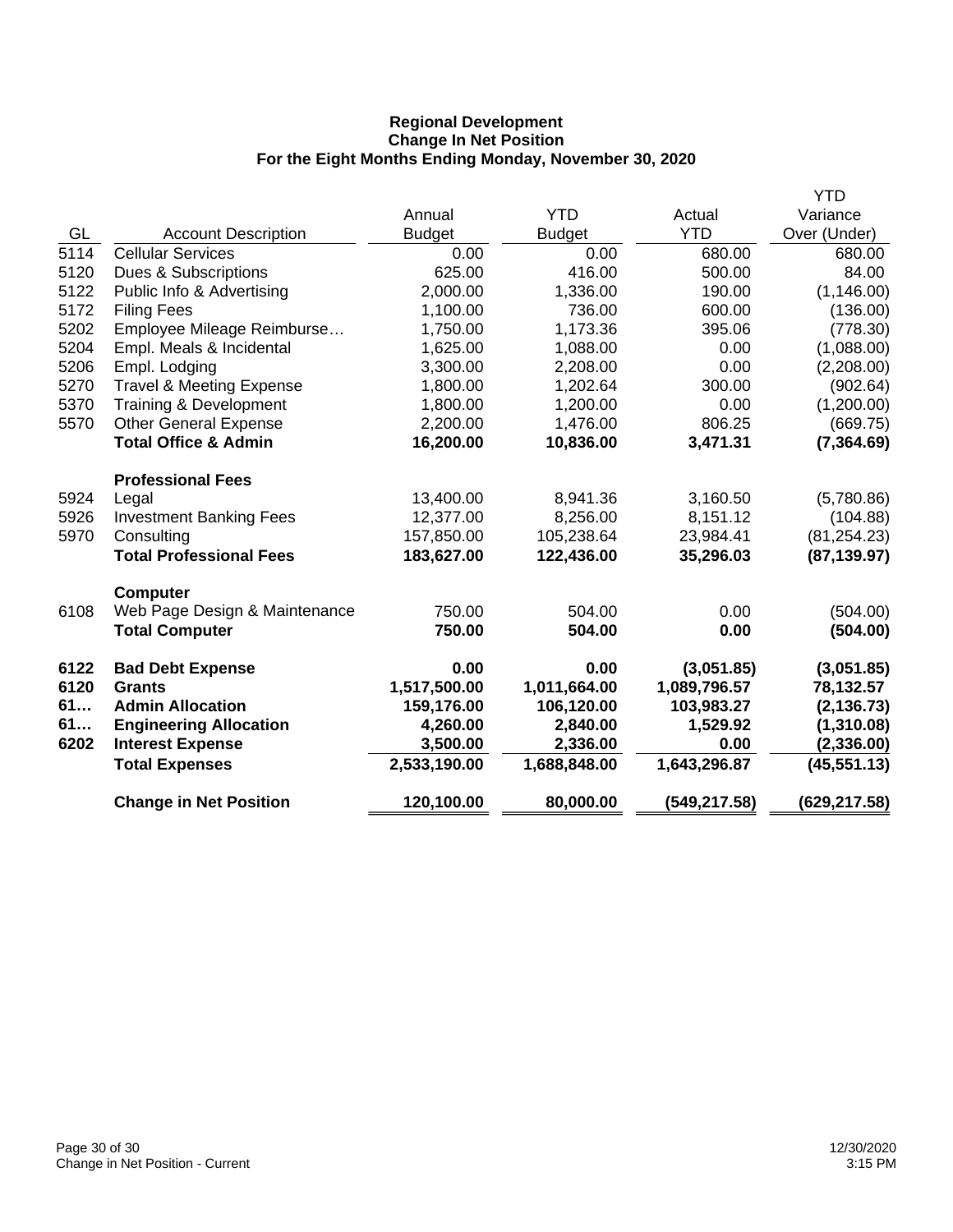**Regional Development**
**Change In Net Position**
**For the Eight Months Ending Monday, November 30, 2020**

| GL | Account Description | Annual Budget | YTD Budget | Actual YTD | YTD Variance Over (Under) |
|---|---|---|---|---|---|
| 5114 | Cellular Services | 0.00 | 0.00 | 680.00 | 680.00 |
| 5120 | Dues & Subscriptions | 625.00 | 416.00 | 500.00 | 84.00 |
| 5122 | Public Info & Advertising | 2,000.00 | 1,336.00 | 190.00 | (1,146.00) |
| 5172 | Filing Fees | 1,100.00 | 736.00 | 600.00 | (136.00) |
| 5202 | Employee Mileage Reimburse… | 1,750.00 | 1,173.36 | 395.06 | (778.30) |
| 5204 | Empl. Meals & Incidental | 1,625.00 | 1,088.00 | 0.00 | (1,088.00) |
| 5206 | Empl. Lodging | 3,300.00 | 2,208.00 | 0.00 | (2,208.00) |
| 5270 | Travel & Meeting Expense | 1,800.00 | 1,202.64 | 300.00 | (902.64) |
| 5370 | Training & Development | 1,800.00 | 1,200.00 | 0.00 | (1,200.00) |
| 5570 | Other General Expense | 2,200.00 | 1,476.00 | 806.25 | (669.75) |
| | **Total Office & Admin** | **16,200.00** | **10,836.00** | **3,471.31** | **(7,364.69)** |
| | **Professional Fees** | | | | |
| 5924 | Legal | 13,400.00 | 8,941.36 | 3,160.50 | (5,780.86) |
| 5926 | Investment Banking Fees | 12,377.00 | 8,256.00 | 8,151.12 | (104.88) |
| 5970 | Consulting | 157,850.00 | 105,238.64 | 23,984.41 | (81,254.23) |
| | **Total Professional Fees** | **183,627.00** | **122,436.00** | **35,296.03** | **(87,139.97)** |
| | **Computer** | | | | |
| 6108 | Web Page Design & Maintenance | 750.00 | 504.00 | 0.00 | (504.00) |
| | **Total Computer** | **750.00** | **504.00** | **0.00** | **(504.00)** |
| **6122** | **Bad Debt Expense** | **0.00** | **0.00** | **(3,051.85)** | **(3,051.85)** |
| **6120** | **Grants** | **1,517,500.00** | **1,011,664.00** | **1,089,796.57** | **78,132.57** |
| **61…** | **Admin Allocation** | **159,176.00** | **106,120.00** | **103,983.27** | **(2,136.73)** |
| **61…** | **Engineering Allocation** | **4,260.00** | **2,840.00** | **1,529.92** | **(1,310.08)** |
| **6202** | **Interest Expense** | **3,500.00** | **2,336.00** | **0.00** | **(2,336.00)** |
| | **Total Expenses** | **2,533,190.00** | **1,688,848.00** | **1,643,296.87** | **(45,551.13)** |
| | **Change in Net Position** | **120,100.00** | **80,000.00** | **(549,217.58)** | **(629,217.58)** |

Change in Net Position - Current

12/30/2020
3:15 PM